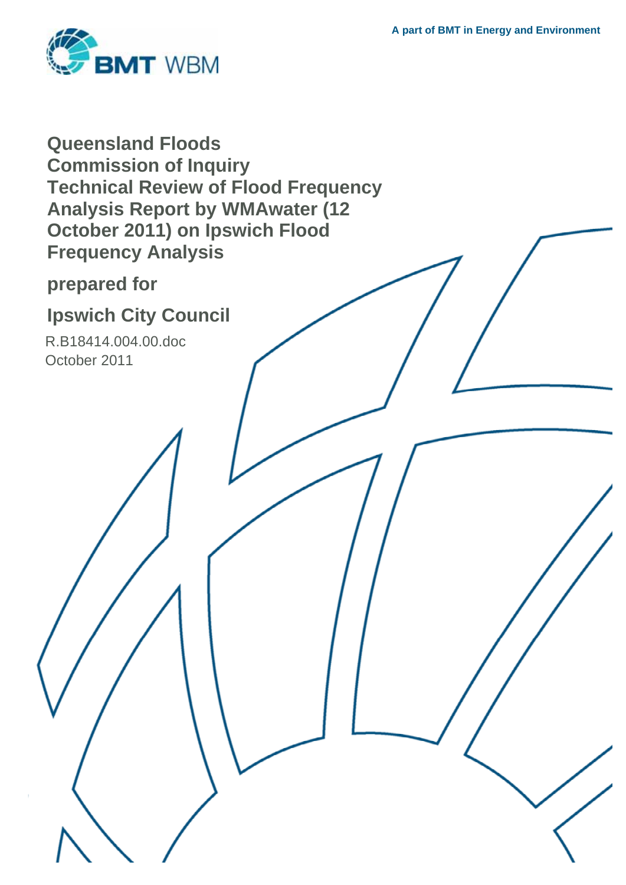A part of BMT in Energy and Environment

BMT WBM

# Queensland Floods Commission of Inquiry Technical Review of Flood Frequency Analysis Report by WMAwater (12 October 2011) on Ipswich Flood Frequency Analysis

## prepared for

## Ipswich City Council

R.B18414.004.00.doc
October 2011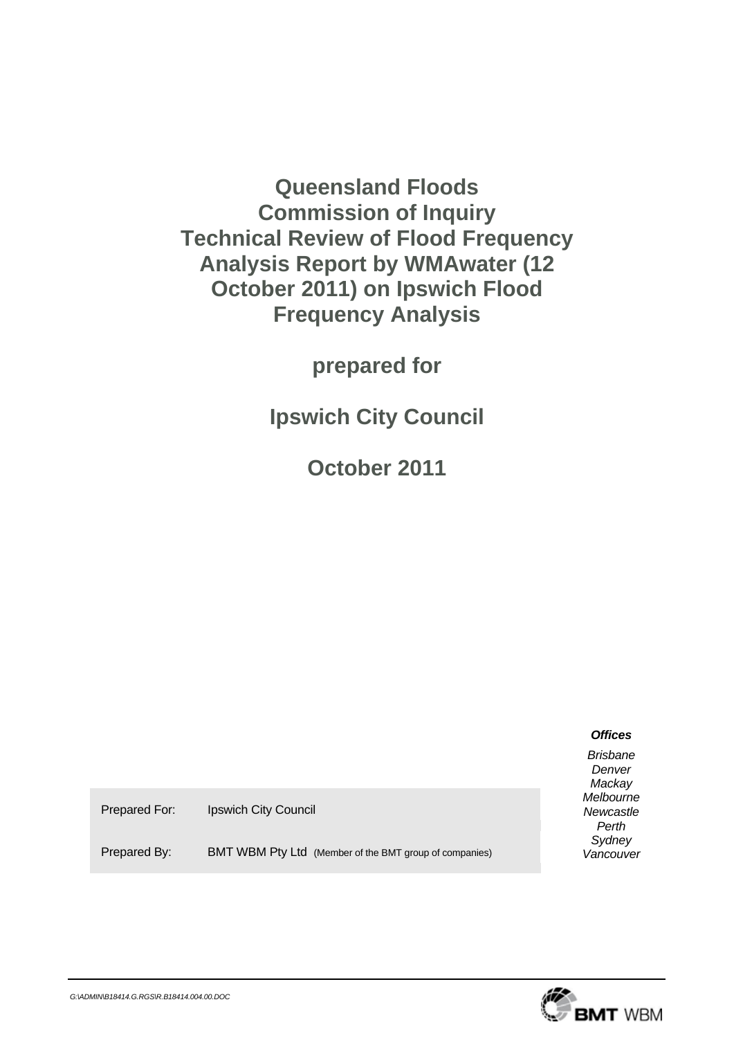# Queensland Floods Commission of Inquiry Technical Review of Flood Frequency Analysis Report by WMAwater (12 October 2011) on Ipswich Flood Frequency Analysis

**prepared for**

**Ipswich City Council**

**October 2011**

***Offices***

*Brisbane*
*Denver*
*Mackay*
*Melbourne*
*Newcastle*
*Perth*
*Sydney*
*Vancouver*

| | |
|---|---|
| Prepared For: | Ipswich City Council |
| Prepared By: | BMT WBM Pty Ltd (Member of the BMT group of companies) |

*G:\ADMIN\B18414.G.RGS\R.B18414.004.00.DOC*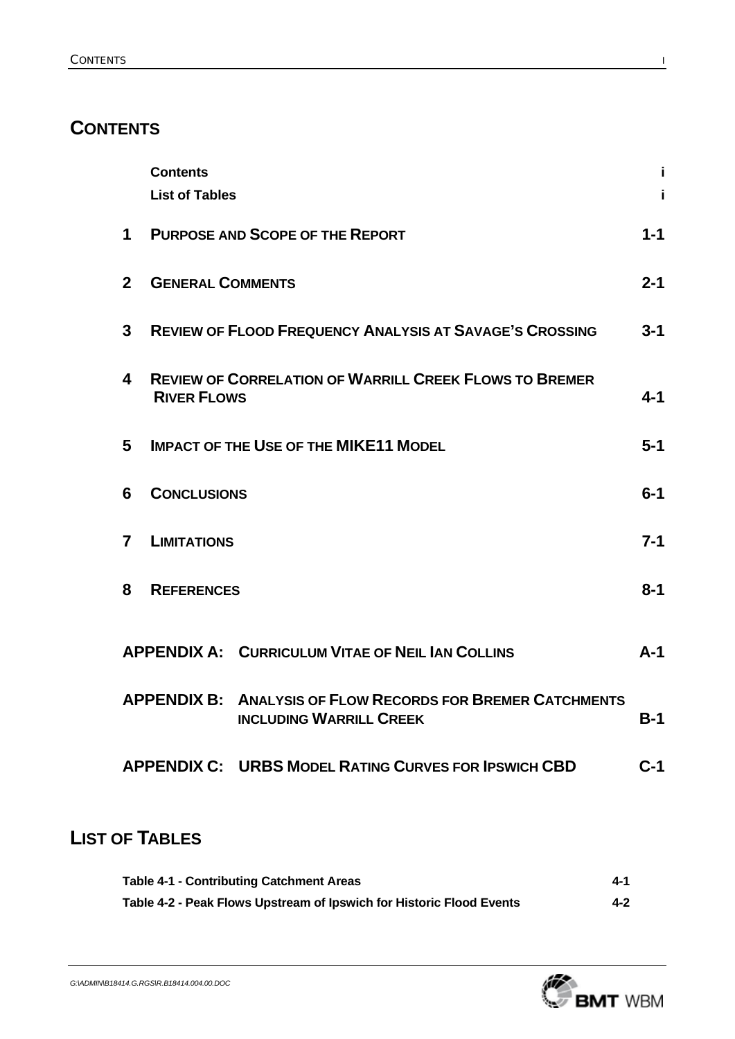# CONTENTS

| | | |
|---|---|---|
| | **Contents** | **i** |
| | **List of Tables** | **i** |
| **1** | **PURPOSE AND SCOPE OF THE REPORT** | **1-1** |
| **2** | **GENERAL COMMENTS** | **2-1** |
| **3** | **REVIEW OF FLOOD FREQUENCY ANALYSIS AT SAVAGE'S CROSSING** | **3-1** |
| **4** | **REVIEW OF CORRELATION OF WARRILL CREEK FLOWS TO BREMER RIVER FLOWS** | **4-1** |
| **5** | **IMPACT OF THE USE OF THE MIKE11 MODEL** | **5-1** |
| **6** | **CONCLUSIONS** | **6-1** |
| **7** | **LIMITATIONS** | **7-1** |
| **8** | **REFERENCES** | **8-1** |

| | | |
|---|---|---|
| **APPENDIX A:** | **CURRICULUM VITAE OF NEIL IAN COLLINS** | **A-1** |
| **APPENDIX B:** | **ANALYSIS OF FLOW RECORDS FOR BREMER CATCHMENTS INCLUDING WARRILL CREEK** | **B-1** |
| **APPENDIX C:** | **URBS MODEL RATING CURVES FOR IPSWICH CBD** | **C-1** |

# LIST OF TABLES

| | |
|---|---|
| **Table 4-1 - Contributing Catchment Areas** | **4-1** |
| **Table 4-2 - Peak Flows Upstream of Ipswich for Historic Flood Events** | **4-2** |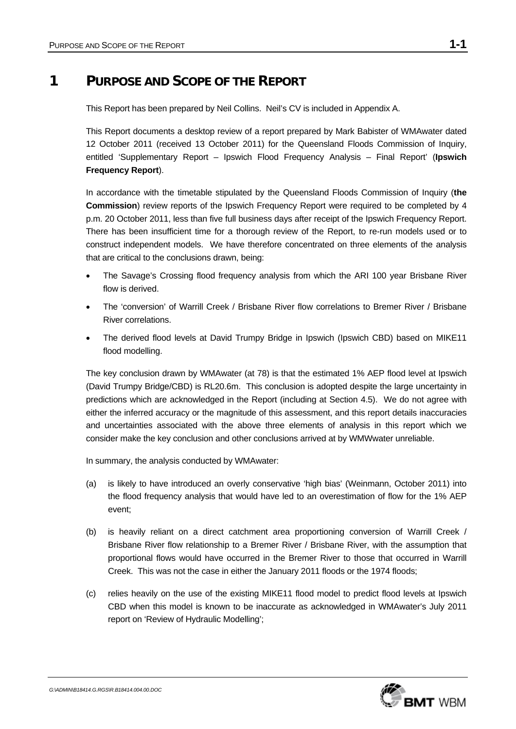# 1 PURPOSE AND SCOPE OF THE REPORT

This Report has been prepared by Neil Collins. Neil's CV is included in Appendix A.

This Report documents a desktop review of a report prepared by Mark Babister of WMAwater dated 12 October 2011 (received 13 October 2011) for the Queensland Floods Commission of Inquiry, entitled 'Supplementary Report – Ipswich Flood Frequency Analysis – Final Report' (**Ipswich Frequency Report**).

In accordance with the timetable stipulated by the Queensland Floods Commission of Inquiry (**the Commission**) review reports of the Ipswich Frequency Report were required to be completed by 4 p.m. 20 October 2011, less than five full business days after receipt of the Ipswich Frequency Report. There has been insufficient time for a thorough review of the Report, to re-run models used or to construct independent models. We have therefore concentrated on three elements of the analysis that are critical to the conclusions drawn, being:

- The Savage's Crossing flood frequency analysis from which the ARI 100 year Brisbane River flow is derived.
- The 'conversion' of Warrill Creek / Brisbane River flow correlations to Bremer River / Brisbane River correlations.
- The derived flood levels at David Trumpy Bridge in Ipswich (Ipswich CBD) based on MIKE11 flood modelling.

The key conclusion drawn by WMAwater (at 78) is that the estimated 1% AEP flood level at Ipswich (David Trumpy Bridge/CBD) is RL20.6m. This conclusion is adopted despite the large uncertainty in predictions which are acknowledged in the Report (including at Section 4.5). We do not agree with either the inferred accuracy or the magnitude of this assessment, and this report details inaccuracies and uncertainties associated with the above three elements of analysis in this report which we consider make the key conclusion and other conclusions arrived at by WMWwater unreliable.

In summary, the analysis conducted by WMAwater:

(a) is likely to have introduced an overly conservative 'high bias' (Weinmann, October 2011) into the flood frequency analysis that would have led to an overestimation of flow for the 1% AEP event;

(b) is heavily reliant on a direct catchment area proportioning conversion of Warrill Creek / Brisbane River flow relationship to a Bremer River / Brisbane River, with the assumption that proportional flows would have occurred in the Bremer River to those that occurred in Warrill Creek. This was not the case in either the January 2011 floods or the 1974 floods;

(c) relies heavily on the use of the existing MIKE11 flood model to predict flood levels at Ipswich CBD when this model is known to be inaccurate as acknowledged in WMAwater's July 2011 report on 'Review of Hydraulic Modelling';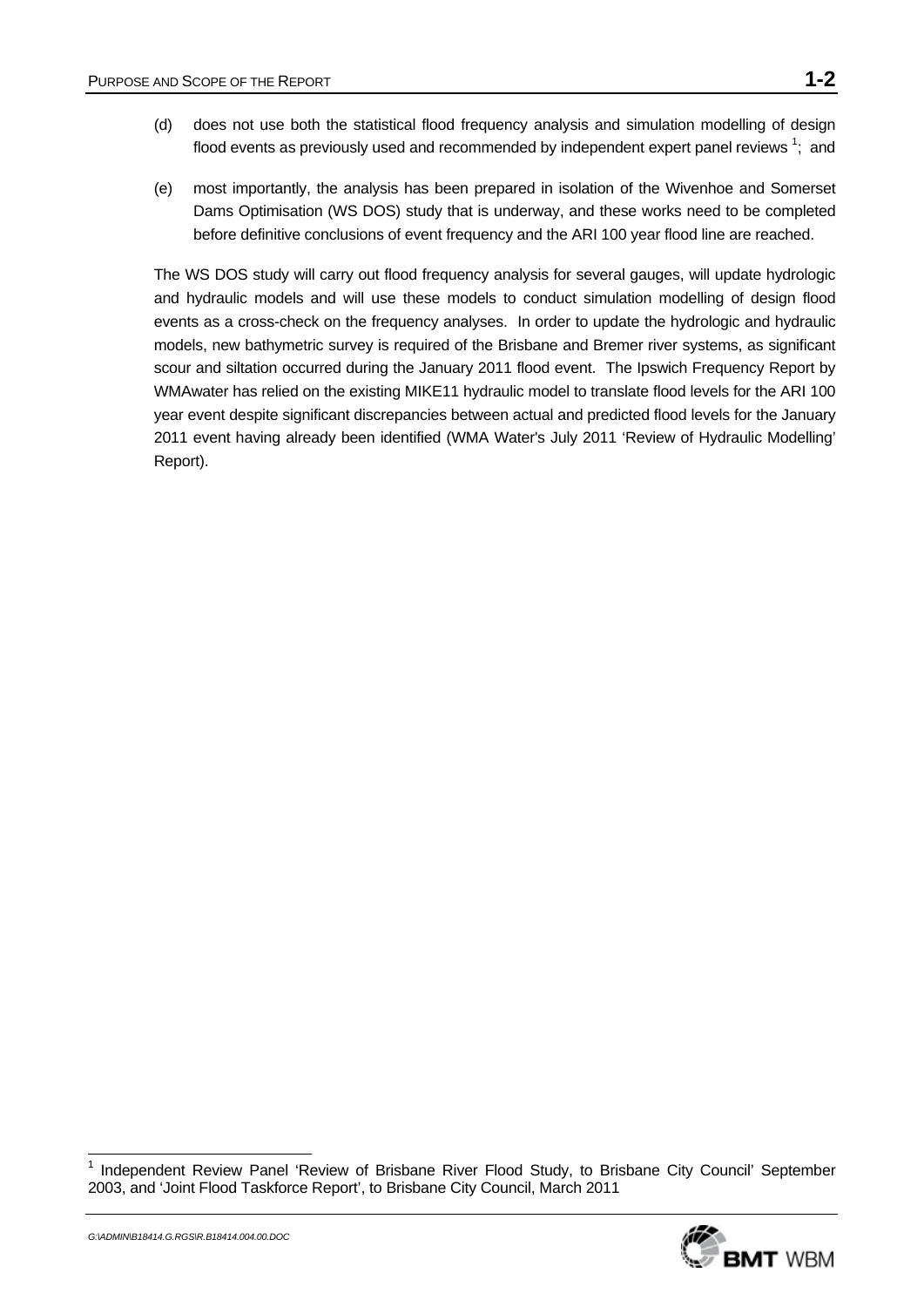(d) does not use both the statistical flood frequency analysis and simulation modelling of design flood events as previously used and recommended by independent expert panel reviews [1]; and

(e) most importantly, the analysis has been prepared in isolation of the Wivenhoe and Somerset Dams Optimisation (WS DOS) study that is underway, and these works need to be completed before definitive conclusions of event frequency and the ARI 100 year flood line are reached.

The WS DOS study will carry out flood frequency analysis for several gauges, will update hydrologic and hydraulic models and will use these models to conduct simulation modelling of design flood events as a cross-check on the frequency analyses. In order to update the hydrologic and hydraulic models, new bathymetric survey is required of the Brisbane and Bremer river systems, as significant scour and siltation occurred during the January 2011 flood event. The Ipswich Frequency Report by WMAwater has relied on the existing MIKE11 hydraulic model to translate flood levels for the ARI 100 year event despite significant discrepancies between actual and predicted flood levels for the January 2011 event having already been identified (WMA Water's July 2011 'Review of Hydraulic Modelling' Report).

[1] Independent Review Panel 'Review of Brisbane River Flood Study, to Brisbane City Council' September 2003, and 'Joint Flood Taskforce Report', to Brisbane City Council, March 2011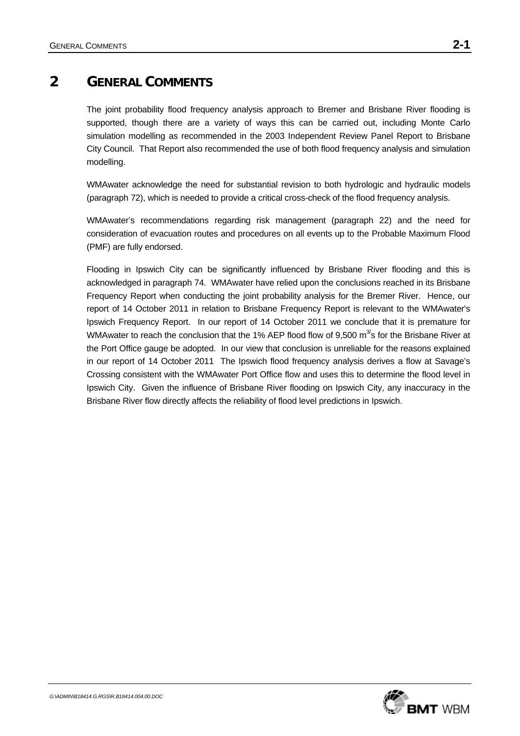# 2 GENERAL COMMENTS

The joint probability flood frequency analysis approach to Bremer and Brisbane River flooding is supported, though there are a variety of ways this can be carried out, including Monte Carlo simulation modelling as recommended in the 2003 Independent Review Panel Report to Brisbane City Council. That Report also recommended the use of both flood frequency analysis and simulation modelling.

WMAwater acknowledge the need for substantial revision to both hydrologic and hydraulic models (paragraph 72), which is needed to provide a critical cross-check of the flood frequency analysis.

WMAwater's recommendations regarding risk management (paragraph 22) and the need for consideration of evacuation routes and procedures on all events up to the Probable Maximum Flood (PMF) are fully endorsed.

Flooding in Ipswich City can be significantly influenced by Brisbane River flooding and this is acknowledged in paragraph 74. WMAwater have relied upon the conclusions reached in its Brisbane Frequency Report when conducting the joint probability analysis for the Bremer River. Hence, our report of 14 October 2011 in relation to Brisbane Frequency Report is relevant to the WMAwater's Ipswich Frequency Report. In our report of 14 October 2011 we conclude that it is premature for WMAwater to reach the conclusion that the 1% AEP flood flow of 9,500 $m^{3/}s$ for the Brisbane River at the Port Office gauge be adopted. In our view that conclusion is unreliable for the reasons explained in our report of 14 October 2011 The Ipswich flood frequency analysis derives a flow at Savage's Crossing consistent with the WMAwater Port Office flow and uses this to determine the flood level in Ipswich City. Given the influence of Brisbane River flooding on Ipswich City, any inaccuracy in the Brisbane River flow directly affects the reliability of flood level predictions in Ipswich.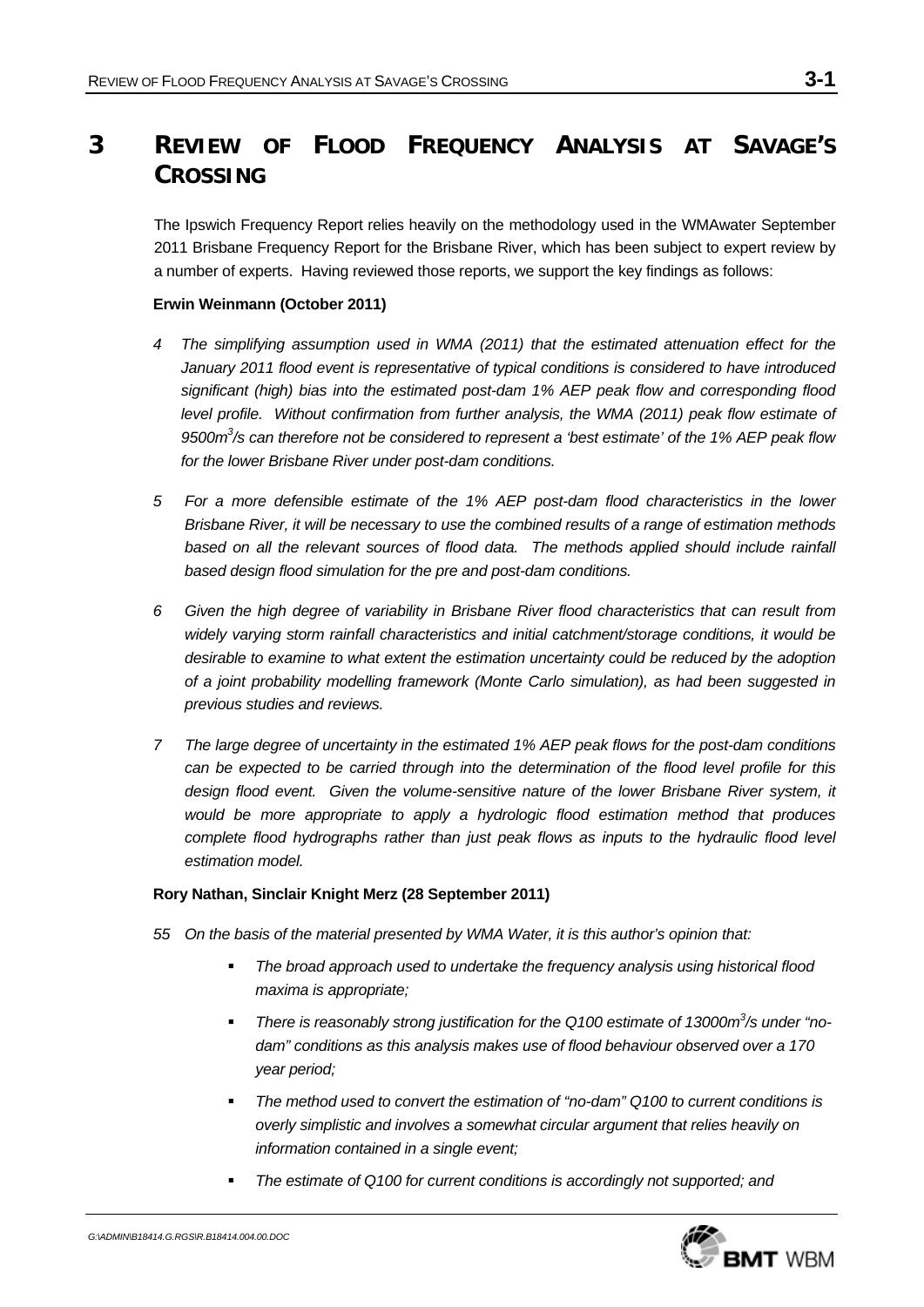# 3 REVIEW OF FLOOD FREQUENCY ANALYSIS AT SAVAGE'S CROSSING

The Ipswich Frequency Report relies heavily on the methodology used in the WMAwater September 2011 Brisbane Frequency Report for the Brisbane River, which has been subject to expert review by a number of experts. Having reviewed those reports, we support the key findings as follows:

**Erwin Weinmann (October 2011)**

*4 The simplifying assumption used in WMA (2011) that the estimated attenuation effect for the January 2011 flood event is representative of typical conditions is considered to have introduced significant (high) bias into the estimated post-dam 1% AEP peak flow and corresponding flood level profile. Without confirmation from further analysis, the WMA (2011) peak flow estimate of 9500m$^3$/s can therefore not be considered to represent a 'best estimate' of the 1% AEP peak flow for the lower Brisbane River under post-dam conditions.*

*5 For a more defensible estimate of the 1% AEP post-dam flood characteristics in the lower Brisbane River, it will be necessary to use the combined results of a range of estimation methods based on all the relevant sources of flood data. The methods applied should include rainfall based design flood simulation for the pre and post-dam conditions.*

*6 Given the high degree of variability in Brisbane River flood characteristics that can result from widely varying storm rainfall characteristics and initial catchment/storage conditions, it would be desirable to examine to what extent the estimation uncertainty could be reduced by the adoption of a joint probability modelling framework (Monte Carlo simulation), as had been suggested in previous studies and reviews.*

*7 The large degree of uncertainty in the estimated 1% AEP peak flows for the post-dam conditions can be expected to be carried through into the determination of the flood level profile for this design flood event. Given the volume-sensitive nature of the lower Brisbane River system, it would be more appropriate to apply a hydrologic flood estimation method that produces complete flood hydrographs rather than just peak flows as inputs to the hydraulic flood level estimation model.*

**Rory Nathan, Sinclair Knight Merz (28 September 2011)**

*55 On the basis of the material presented by WMA Water, it is this author's opinion that:*

- *The broad approach used to undertake the frequency analysis using historical flood maxima is appropriate;*
- *There is reasonably strong justification for the Q100 estimate of 13000m$^3$/s under "no-dam" conditions as this analysis makes use of flood behaviour observed over a 170 year period;*
- *The method used to convert the estimation of "no-dam" Q100 to current conditions is overly simplistic and involves a somewhat circular argument that relies heavily on information contained in a single event;*
- *The estimate of Q100 for current conditions is accordingly not supported; and*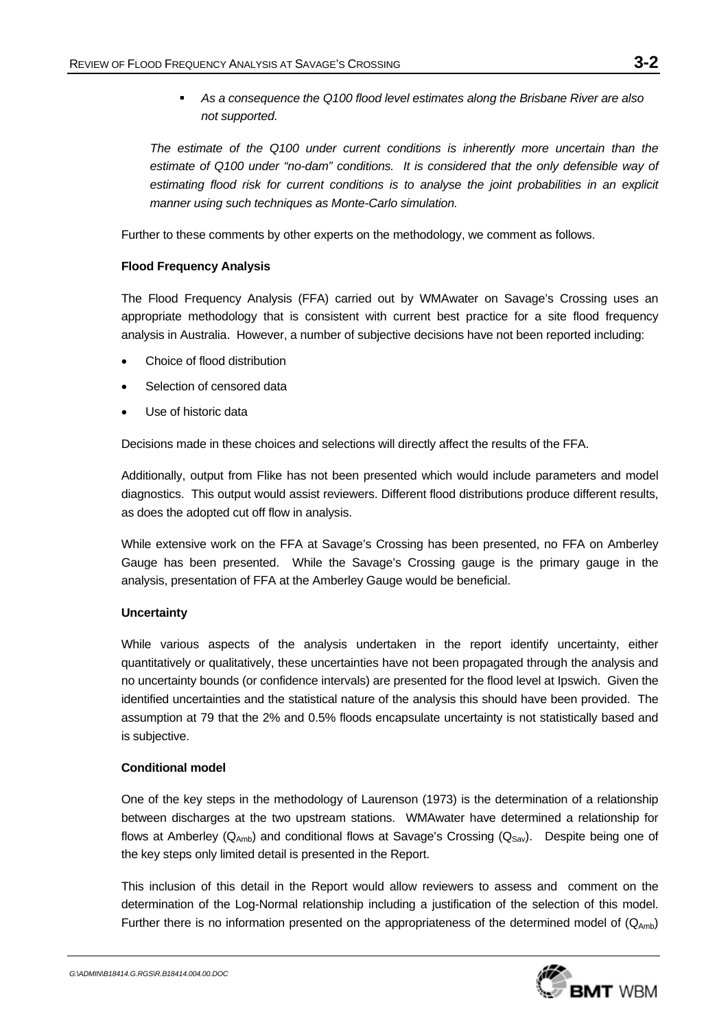- *As a consequence the Q100 flood level estimates along the Brisbane River are also not supported.*

*The estimate of the Q100 under current conditions is inherently more uncertain than the estimate of Q100 under "no-dam" conditions. It is considered that the only defensible way of estimating flood risk for current conditions is to analyse the joint probabilities in an explicit manner using such techniques as Monte-Carlo simulation.*

Further to these comments by other experts on the methodology, we comment as follows.

**Flood Frequency Analysis**

The Flood Frequency Analysis (FFA) carried out by WMAwater on Savage's Crossing uses an appropriate methodology that is consistent with current best practice for a site flood frequency analysis in Australia. However, a number of subjective decisions have not been reported including:

- Choice of flood distribution
- Selection of censored data
- Use of historic data

Decisions made in these choices and selections will directly affect the results of the FFA.

Additionally, output from Flike has not been presented which would include parameters and model diagnostics. This output would assist reviewers. Different flood distributions produce different results, as does the adopted cut off flow in analysis.

While extensive work on the FFA at Savage's Crossing has been presented, no FFA on Amberley Gauge has been presented. While the Savage's Crossing gauge is the primary gauge in the analysis, presentation of FFA at the Amberley Gauge would be beneficial.

**Uncertainty**

While various aspects of the analysis undertaken in the report identify uncertainty, either quantitatively or qualitatively, these uncertainties have not been propagated through the analysis and no uncertainty bounds (or confidence intervals) are presented for the flood level at Ipswich. Given the identified uncertainties and the statistical nature of the analysis this should have been provided. The assumption at 79 that the 2% and 0.5% floods encapsulate uncertainty is not statistically based and is subjective.

**Conditional model**

One of the key steps in the methodology of Laurenson (1973) is the determination of a relationship between discharges at the two upstream stations. WMAwater have determined a relationship for flows at Amberley ($Q_{Amb}$) and conditional flows at Savage's Crossing ($Q_{Sav}$). Despite being one of the key steps only limited detail is presented in the Report.

This inclusion of this detail in the Report would allow reviewers to assess and comment on the determination of the Log-Normal relationship including a justification of the selection of this model. Further there is no information presented on the appropriateness of the determined model of ($Q_{Amb}$)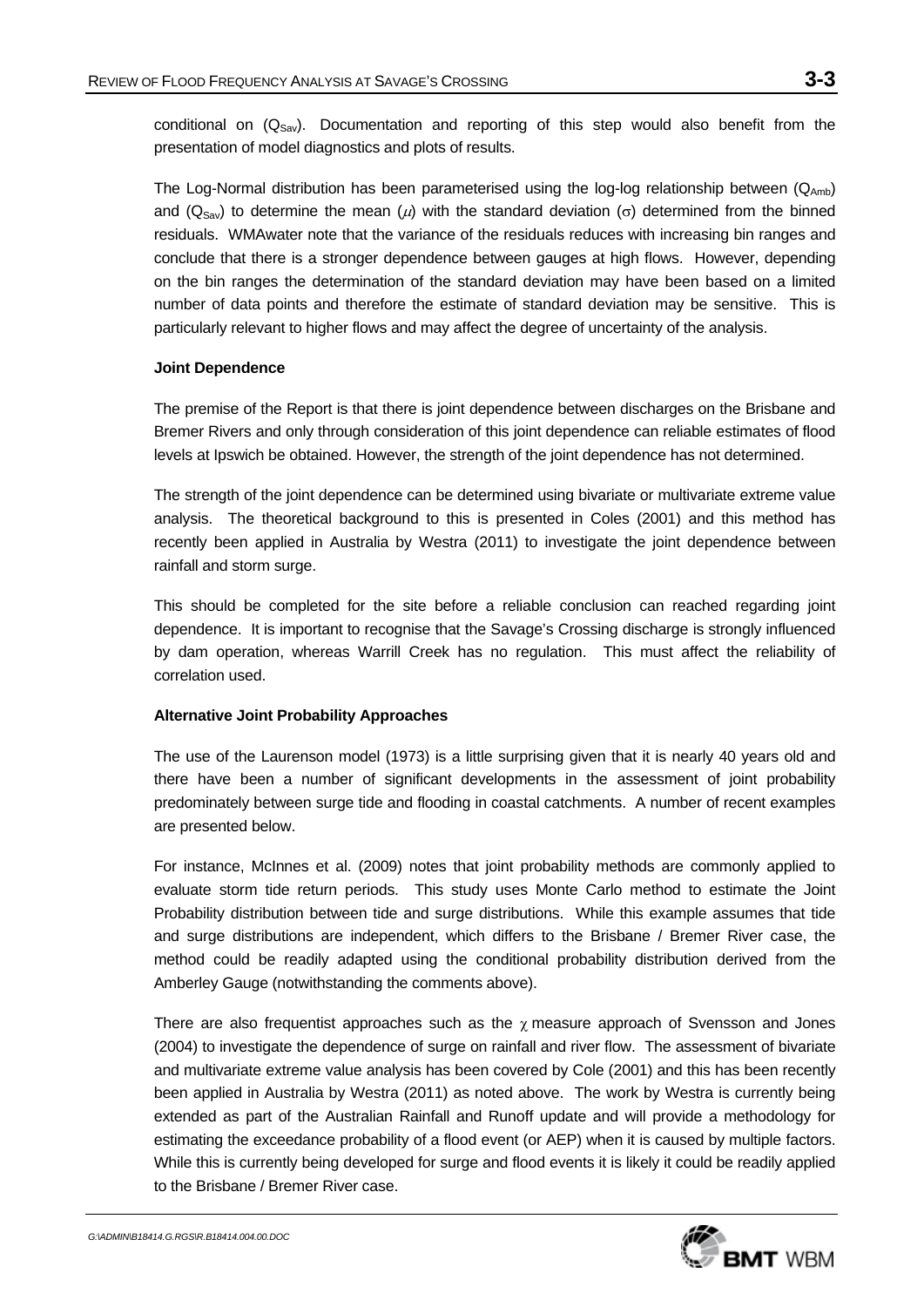conditional on ($Q_{Sav}$). Documentation and reporting of this step would also benefit from the presentation of model diagnostics and plots of results.

The Log-Normal distribution has been parameterised using the log-log relationship between ($Q_{Amb}$) and ($Q_{Sav}$) to determine the mean ($\mu$) with the standard deviation ($\sigma$) determined from the binned residuals. WMAwater note that the variance of the residuals reduces with increasing bin ranges and conclude that there is a stronger dependence between gauges at high flows. However, depending on the bin ranges the determination of the standard deviation may have been based on a limited number of data points and therefore the estimate of standard deviation may be sensitive. This is particularly relevant to higher flows and may affect the degree of uncertainty of the analysis.

**Joint Dependence**

The premise of the Report is that there is joint dependence between discharges on the Brisbane and Bremer Rivers and only through consideration of this joint dependence can reliable estimates of flood levels at Ipswich be obtained. However, the strength of the joint dependence has not determined.

The strength of the joint dependence can be determined using bivariate or multivariate extreme value analysis. The theoretical background to this is presented in Coles (2001) and this method has recently been applied in Australia by Westra (2011) to investigate the joint dependence between rainfall and storm surge.

This should be completed for the site before a reliable conclusion can reached regarding joint dependence. It is important to recognise that the Savage's Crossing discharge is strongly influenced by dam operation, whereas Warrill Creek has no regulation. This must affect the reliability of correlation used.

**Alternative Joint Probability Approaches**

The use of the Laurenson model (1973) is a little surprising given that it is nearly 40 years old and there have been a number of significant developments in the assessment of joint probability predominately between surge tide and flooding in coastal catchments. A number of recent examples are presented below.

For instance, McInnes et al. (2009) notes that joint probability methods are commonly applied to evaluate storm tide return periods. This study uses Monte Carlo method to estimate the Joint Probability distribution between tide and surge distributions. While this example assumes that tide and surge distributions are independent, which differs to the Brisbane / Bremer River case, the method could be readily adapted using the conditional probability distribution derived from the Amberley Gauge (notwithstanding the comments above).

There are also frequentist approaches such as the $\chi$ measure approach of Svensson and Jones (2004) to investigate the dependence of surge on rainfall and river flow. The assessment of bivariate and multivariate extreme value analysis has been covered by Cole (2001) and this has been recently been applied in Australia by Westra (2011) as noted above. The work by Westra is currently being extended as part of the Australian Rainfall and Runoff update and will provide a methodology for estimating the exceedance probability of a flood event (or AEP) when it is caused by multiple factors. While this is currently being developed for surge and flood events it is likely it could be readily applied to the Brisbane / Bremer River case.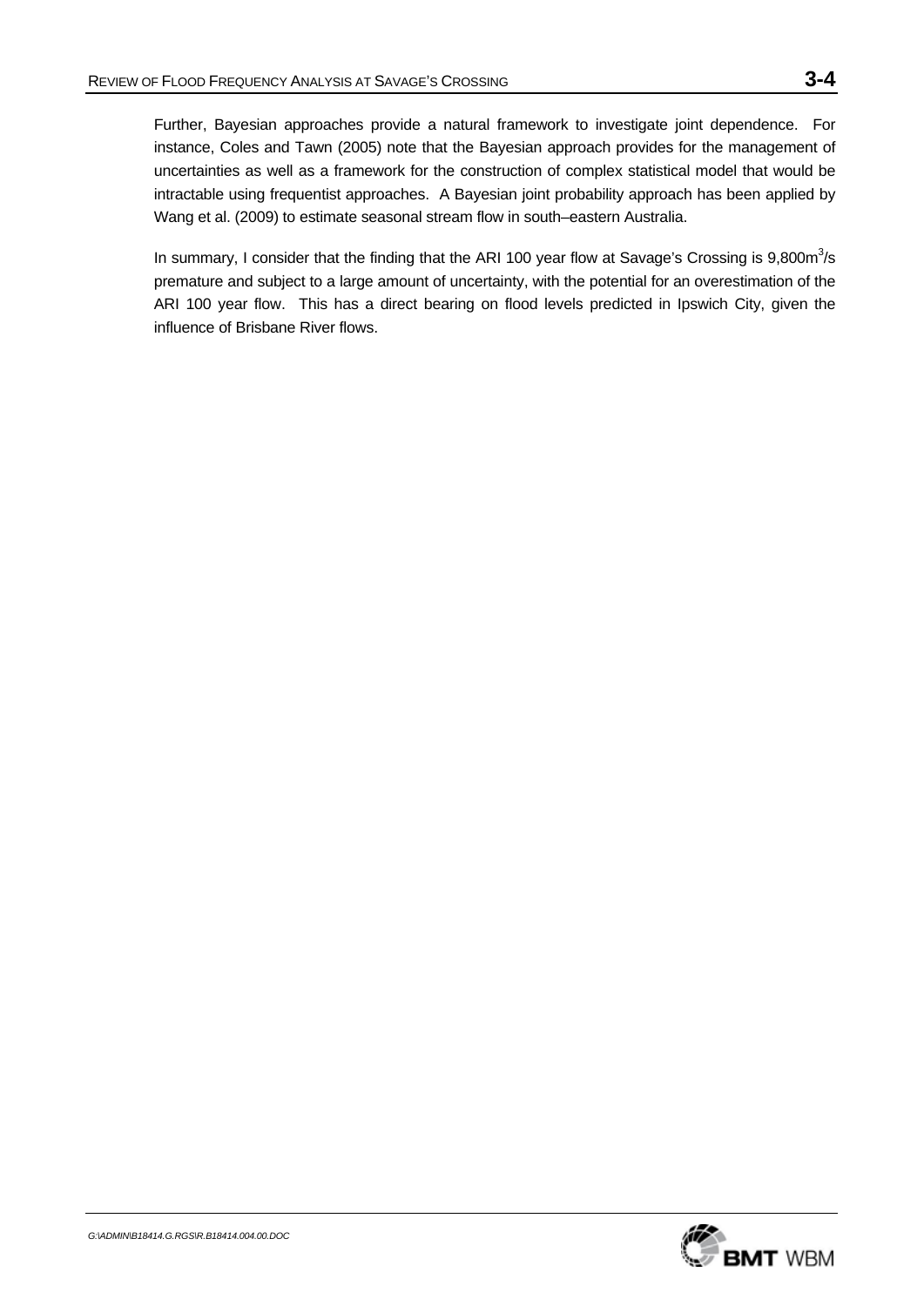Further, Bayesian approaches provide a natural framework to investigate joint dependence. For instance, Coles and Tawn (2005) note that the Bayesian approach provides for the management of uncertainties as well as a framework for the construction of complex statistical model that would be intractable using frequentist approaches. A Bayesian joint probability approach has been applied by Wang et al. (2009) to estimate seasonal stream flow in south–eastern Australia.

In summary, I consider that the finding that the ARI 100 year flow at Savage's Crossing is 9,800$m^3$/s premature and subject to a large amount of uncertainty, with the potential for an overestimation of the ARI 100 year flow. This has a direct bearing on flood levels predicted in Ipswich City, given the influence of Brisbane River flows.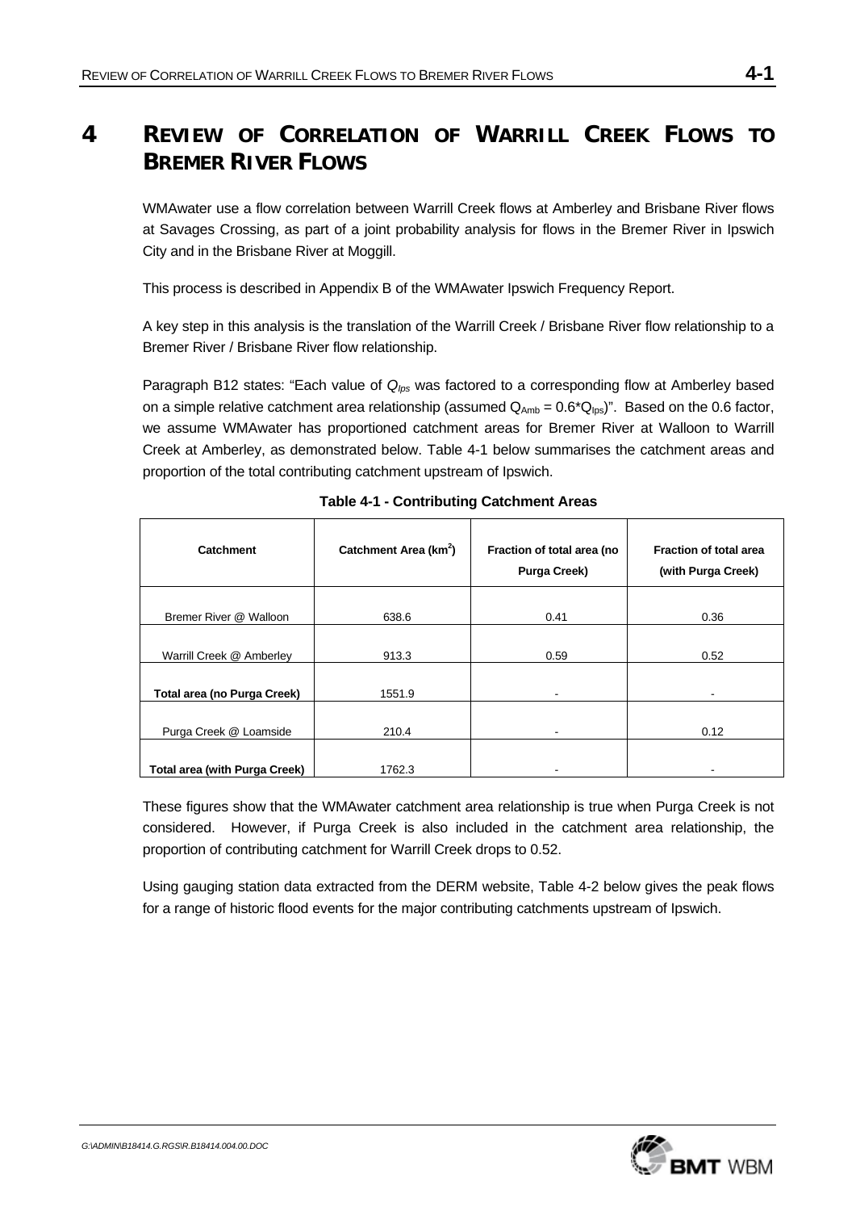# 4 REVIEW OF CORRELATION OF WARRILL CREEK FLOWS TO BREMER RIVER FLOWS

WMAwater use a flow correlation between Warrill Creek flows at Amberley and Brisbane River flows at Savages Crossing, as part of a joint probability analysis for flows in the Bremer River in Ipswich City and in the Brisbane River at Moggill.

This process is described in Appendix B of the WMAwater Ipswich Frequency Report.

A key step in this analysis is the translation of the Warrill Creek / Brisbane River flow relationship to a Bremer River / Brisbane River flow relationship.

Paragraph B12 states: "Each value of $Q_{Ips}$ was factored to a corresponding flow at Amberley based on a simple relative catchment area relationship (assumed $Q_{Amb} = 0.6*Q_{Ips}$)". Based on the 0.6 factor, we assume WMAwater has proportioned catchment areas for Bremer River at Walloon to Warrill Creek at Amberley, as demonstrated below. Table 4-1 below summarises the catchment areas and proportion of the total contributing catchment upstream of Ipswich.

**Table 4-1 - Contributing Catchment Areas**

| Catchment | Catchment Area (km$^2$) | Fraction of total area (no Purga Creek) | Fraction of total area (with Purga Creek) |
|---|---|---|---|
| Bremer River @ Walloon | 638.6 | 0.41 | 0.36 |
| Warrill Creek @ Amberley | 913.3 | 0.59 | 0.52 |
| **Total area (no Purga Creek)** | 1551.9 | - | - |
| Purga Creek @ Loamside | 210.4 | - | 0.12 |
| **Total area (with Purga Creek)** | 1762.3 | - | - |

These figures show that the WMAwater catchment area relationship is true when Purga Creek is not considered. However, if Purga Creek is also included in the catchment area relationship, the proportion of contributing catchment for Warrill Creek drops to 0.52.

Using gauging station data extracted from the DERM website, Table 4-2 below gives the peak flows for a range of historic flood events for the major contributing catchments upstream of Ipswich.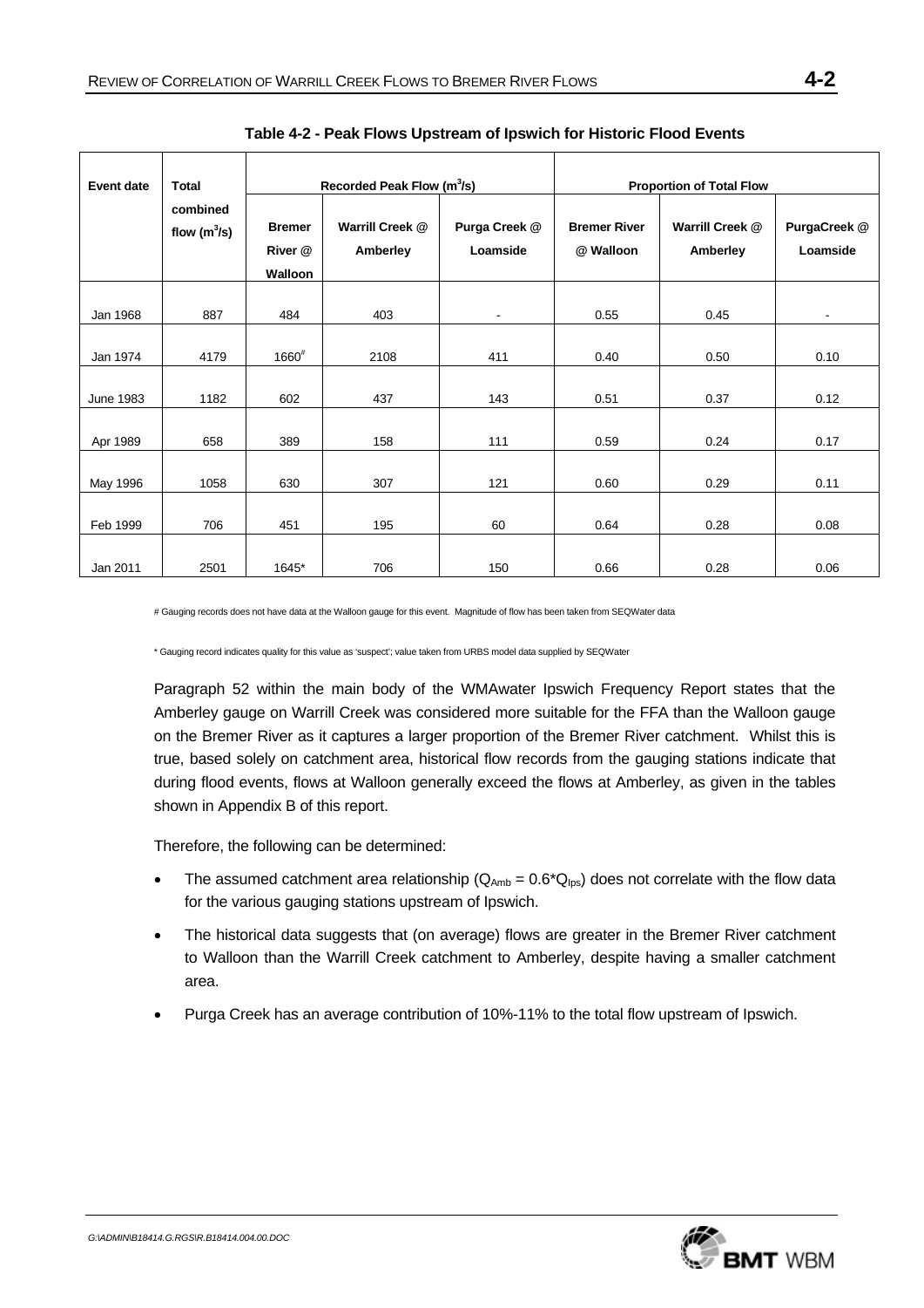**Table 4-2 - Peak Flows Upstream of Ipswich for Historic Flood Events**

| Event date | Total combined flow ($m^3/s$) | Recorded Peak Flow ($m^3/s$) | | | Proportion of Total Flow | | |
|---|---|---|---|---|---|---|---|
| | | Bremer River @ Walloon | Warrill Creek @ Amberley | Purga Creek @ Loamside | Bremer River @ Walloon | Warrill Creek @ Amberley | PurgaCreek @ Loamside |
| Jan 1968 | 887 | 484 | 403 | - | 0.55 | 0.45 | - |
| Jan 1974 | 4179 | 1660# | 2108 | 411 | 0.40 | 0.50 | 0.10 |
| June 1983 | 1182 | 602 | 437 | 143 | 0.51 | 0.37 | 0.12 |
| Apr 1989 | 658 | 389 | 158 | 111 | 0.59 | 0.24 | 0.17 |
| May 1996 | 1058 | 630 | 307 | 121 | 0.60 | 0.29 | 0.11 |
| Feb 1999 | 706 | 451 | 195 | 60 | 0.64 | 0.28 | 0.08 |
| Jan 2011 | 2501 | 1645* | 706 | 150 | 0.66 | 0.28 | 0.06 |

# Gauging records does not have data at the Walloon gauge for this event. Magnitude of flow has been taken from SEQWater data

* Gauging record indicates quality for this value as 'suspect'; value taken from URBS model data supplied by SEQWater

Paragraph 52 within the main body of the WMAwater Ipswich Frequency Report states that the Amberley gauge on Warrill Creek was considered more suitable for the FFA than the Walloon gauge on the Bremer River as it captures a larger proportion of the Bremer River catchment. Whilst this is true, based solely on catchment area, historical flow records from the gauging stations indicate that during flood events, flows at Walloon generally exceed the flows at Amberley, as given in the tables shown in Appendix B of this report.

Therefore, the following can be determined:

- The assumed catchment area relationship ($Q_{Amb} = 0.6*Q_{Ips}$) does not correlate with the flow data for the various gauging stations upstream of Ipswich.
- The historical data suggests that (on average) flows are greater in the Bremer River catchment to Walloon than the Warrill Creek catchment to Amberley, despite having a smaller catchment area.
- Purga Creek has an average contribution of 10%-11% to the total flow upstream of Ipswich.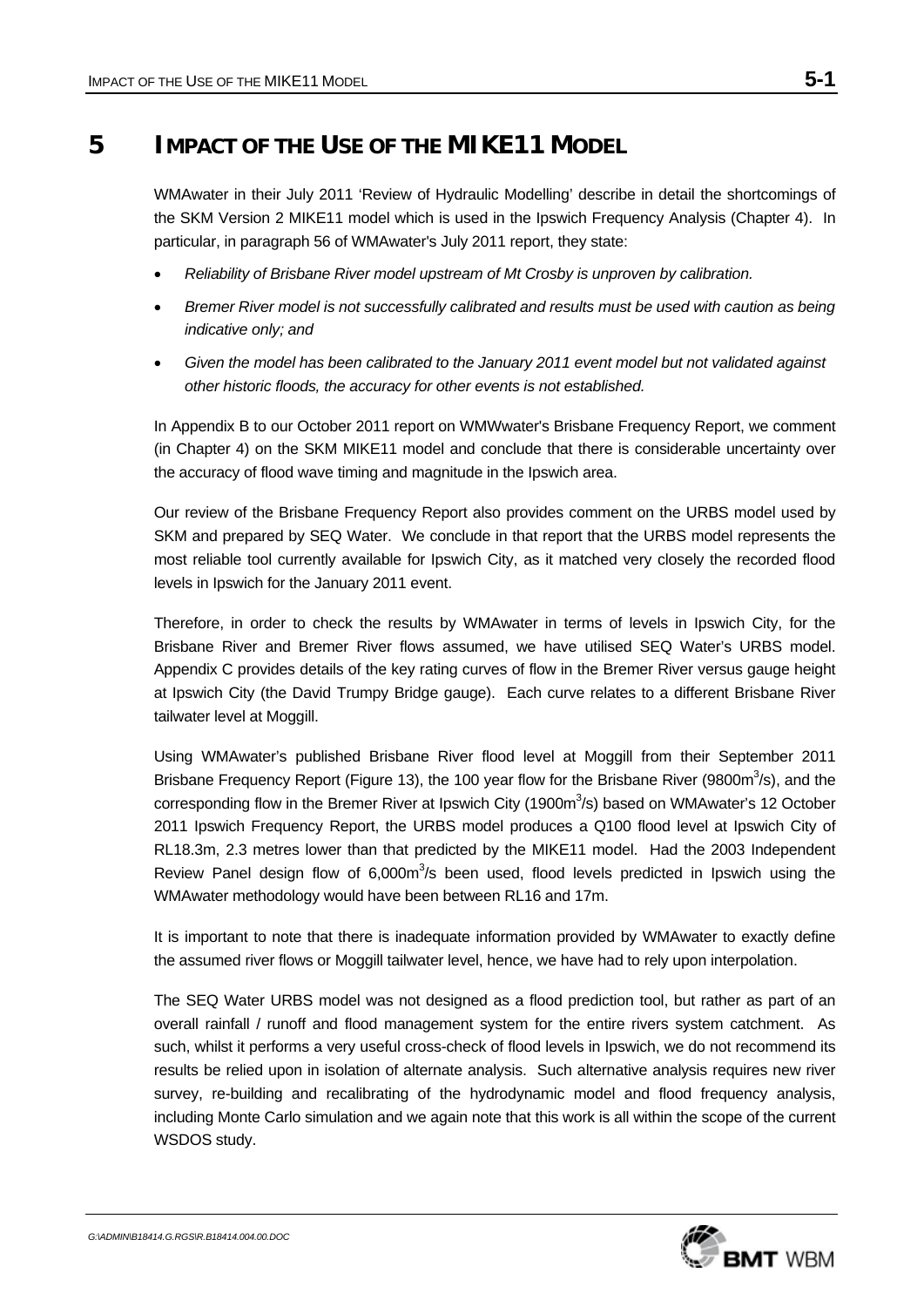# 5 IMPACT OF THE USE OF THE MIKE11 MODEL

WMAwater in their July 2011 'Review of Hydraulic Modelling' describe in detail the shortcomings of the SKM Version 2 MIKE11 model which is used in the Ipswich Frequency Analysis (Chapter 4). In particular, in paragraph 56 of WMAwater's July 2011 report, they state:

- *Reliability of Brisbane River model upstream of Mt Crosby is unproven by calibration.*
- *Bremer River model is not successfully calibrated and results must be used with caution as being indicative only; and*
- *Given the model has been calibrated to the January 2011 event model but not validated against other historic floods, the accuracy for other events is not established.*

In Appendix B to our October 2011 report on WMWwater's Brisbane Frequency Report, we comment (in Chapter 4) on the SKM MIKE11 model and conclude that there is considerable uncertainty over the accuracy of flood wave timing and magnitude in the Ipswich area.

Our review of the Brisbane Frequency Report also provides comment on the URBS model used by SKM and prepared by SEQ Water. We conclude in that report that the URBS model represents the most reliable tool currently available for Ipswich City, as it matched very closely the recorded flood levels in Ipswich for the January 2011 event.

Therefore, in order to check the results by WMAwater in terms of levels in Ipswich City, for the Brisbane River and Bremer River flows assumed, we have utilised SEQ Water's URBS model. Appendix C provides details of the key rating curves of flow in the Bremer River versus gauge height at Ipswich City (the David Trumpy Bridge gauge). Each curve relates to a different Brisbane River tailwater level at Moggill.

Using WMAwater's published Brisbane River flood level at Moggill from their September 2011 Brisbane Frequency Report (Figure 13), the 100 year flow for the Brisbane River (9800m$^3$/s), and the corresponding flow in the Bremer River at Ipswich City (1900m$^3$/s) based on WMAwater's 12 October 2011 Ipswich Frequency Report, the URBS model produces a Q100 flood level at Ipswich City of RL18.3m, 2.3 metres lower than that predicted by the MIKE11 model. Had the 2003 Independent Review Panel design flow of 6,000m$^3$/s been used, flood levels predicted in Ipswich using the WMAwater methodology would have been between RL16 and 17m.

It is important to note that there is inadequate information provided by WMAwater to exactly define the assumed river flows or Moggill tailwater level, hence, we have had to rely upon interpolation.

The SEQ Water URBS model was not designed as a flood prediction tool, but rather as part of an overall rainfall / runoff and flood management system for the entire rivers system catchment. As such, whilst it performs a very useful cross-check of flood levels in Ipswich, we do not recommend its results be relied upon in isolation of alternate analysis. Such alternative analysis requires new river survey, re-building and recalibrating of the hydrodynamic model and flood frequency analysis, including Monte Carlo simulation and we again note that this work is all within the scope of the current WSDOS study.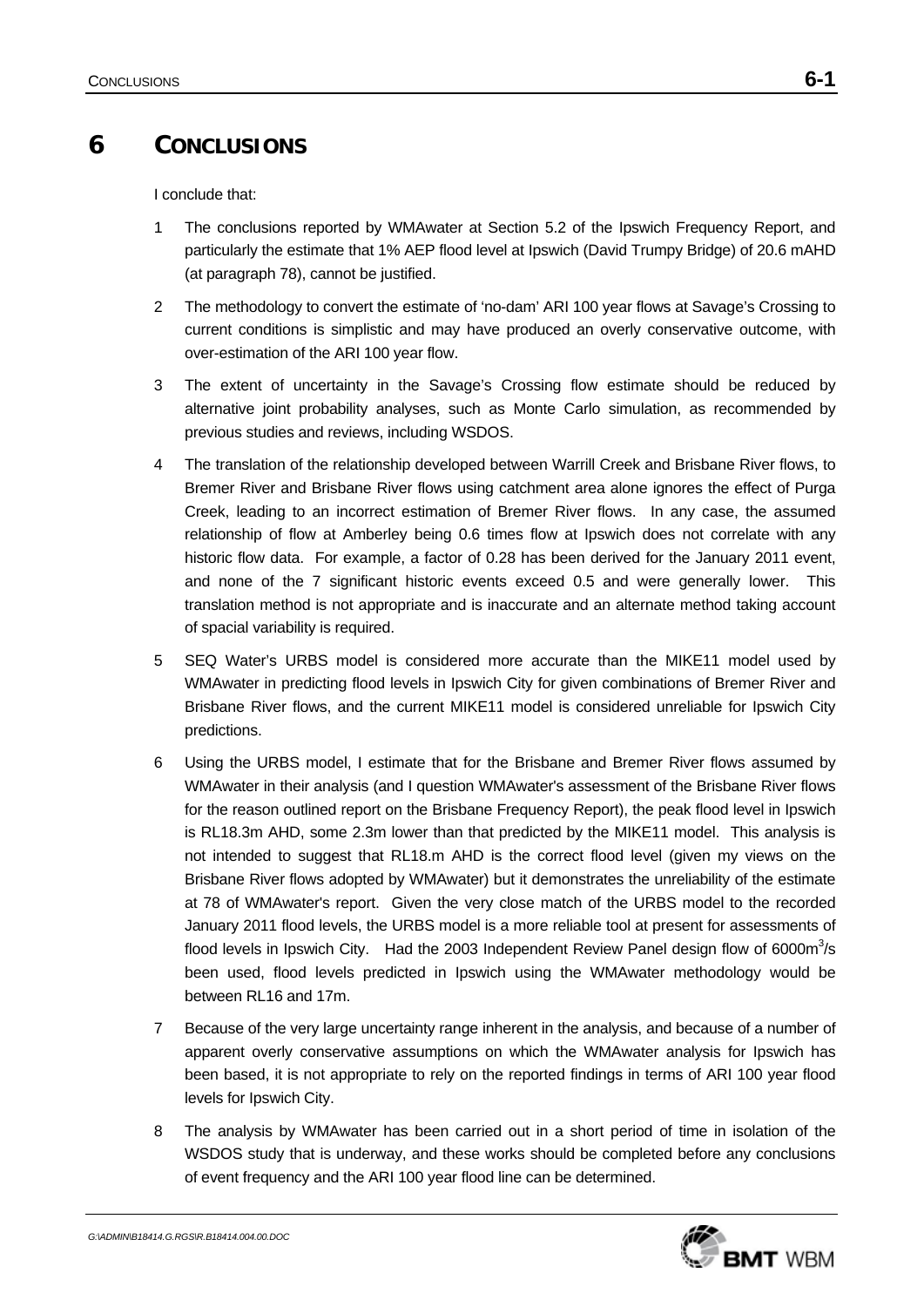# 6 CONCLUSIONS

I conclude that:

1. The conclusions reported by WMAwater at Section 5.2 of the Ipswich Frequency Report, and particularly the estimate that 1% AEP flood level at Ipswich (David Trumpy Bridge) of 20.6 mAHD (at paragraph 78), cannot be justified.

2. The methodology to convert the estimate of 'no-dam' ARI 100 year flows at Savage's Crossing to current conditions is simplistic and may have produced an overly conservative outcome, with over-estimation of the ARI 100 year flow.

3. The extent of uncertainty in the Savage's Crossing flow estimate should be reduced by alternative joint probability analyses, such as Monte Carlo simulation, as recommended by previous studies and reviews, including WSDOS.

4. The translation of the relationship developed between Warrill Creek and Brisbane River flows, to Bremer River and Brisbane River flows using catchment area alone ignores the effect of Purga Creek, leading to an incorrect estimation of Bremer River flows. In any case, the assumed relationship of flow at Amberley being 0.6 times flow at Ipswich does not correlate with any historic flow data. For example, a factor of 0.28 has been derived for the January 2011 event, and none of the 7 significant historic events exceed 0.5 and were generally lower. This translation method is not appropriate and is inaccurate and an alternate method taking account of spacial variability is required.

5. SEQ Water's URBS model is considered more accurate than the MIKE11 model used by WMAwater in predicting flood levels in Ipswich City for given combinations of Bremer River and Brisbane River flows, and the current MIKE11 model is considered unreliable for Ipswich City predictions.

6. Using the URBS model, I estimate that for the Brisbane and Bremer River flows assumed by WMAwater in their analysis (and I question WMAwater's assessment of the Brisbane River flows for the reason outlined report on the Brisbane Frequency Report), the peak flood level in Ipswich is RL18.3m AHD, some 2.3m lower than that predicted by the MIKE11 model. This analysis is not intended to suggest that RL18.m AHD is the correct flood level (given my views on the Brisbane River flows adopted by WMAwater) but it demonstrates the unreliability of the estimate at 78 of WMAwater's report. Given the very close match of the URBS model to the recorded January 2011 flood levels, the URBS model is a more reliable tool at present for assessments of flood levels in Ipswich City. Had the 2003 Independent Review Panel design flow of 6000m$^3$/s been used, flood levels predicted in Ipswich using the WMAwater methodology would be between RL16 and 17m.

7. Because of the very large uncertainty range inherent in the analysis, and because of a number of apparent overly conservative assumptions on which the WMAwater analysis for Ipswich has been based, it is not appropriate to rely on the reported findings in terms of ARI 100 year flood levels for Ipswich City.

8. The analysis by WMAwater has been carried out in a short period of time in isolation of the WSDOS study that is underway, and these works should be completed before any conclusions of event frequency and the ARI 100 year flood line can be determined.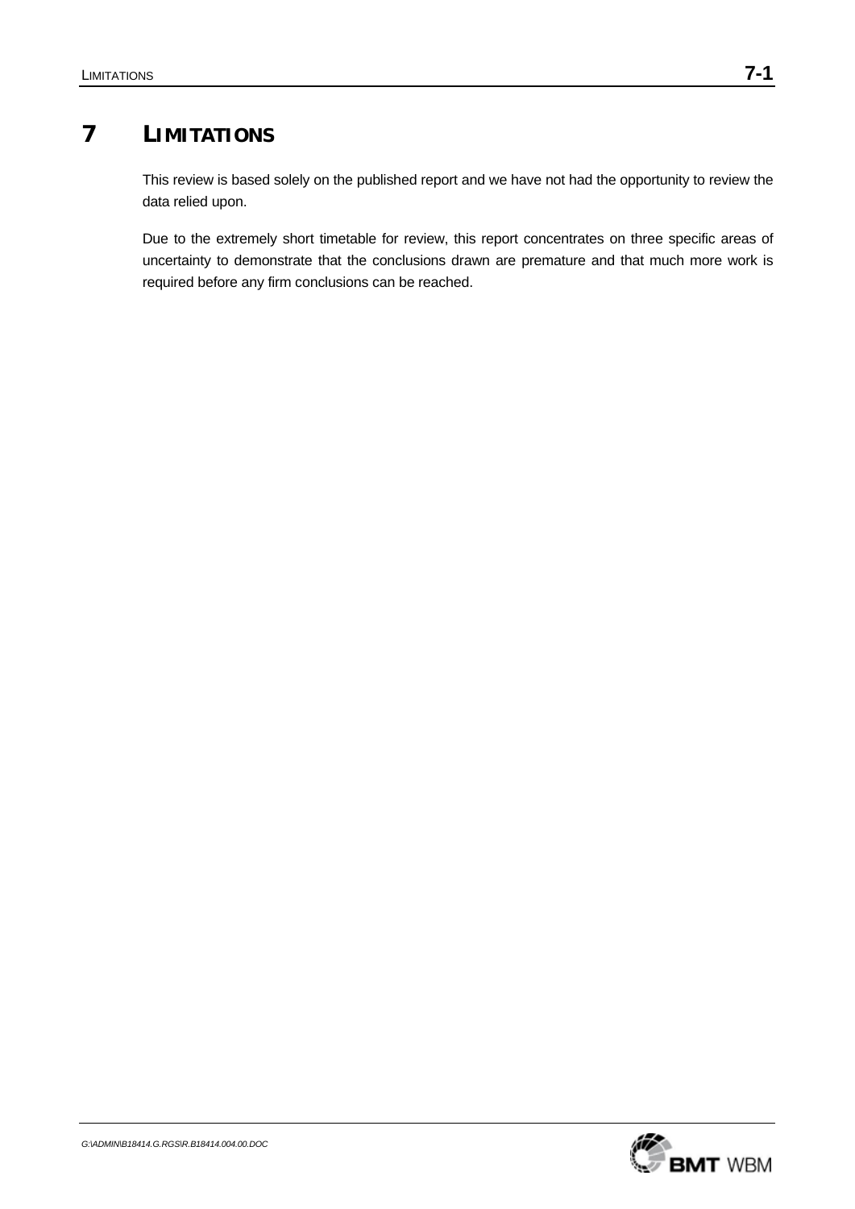# 7 LIMITATIONS

This review is based solely on the published report and we have not had the opportunity to review the data relied upon.

Due to the extremely short timetable for review, this report concentrates on three specific areas of uncertainty to demonstrate that the conclusions drawn are premature and that much more work is required before any firm conclusions can be reached.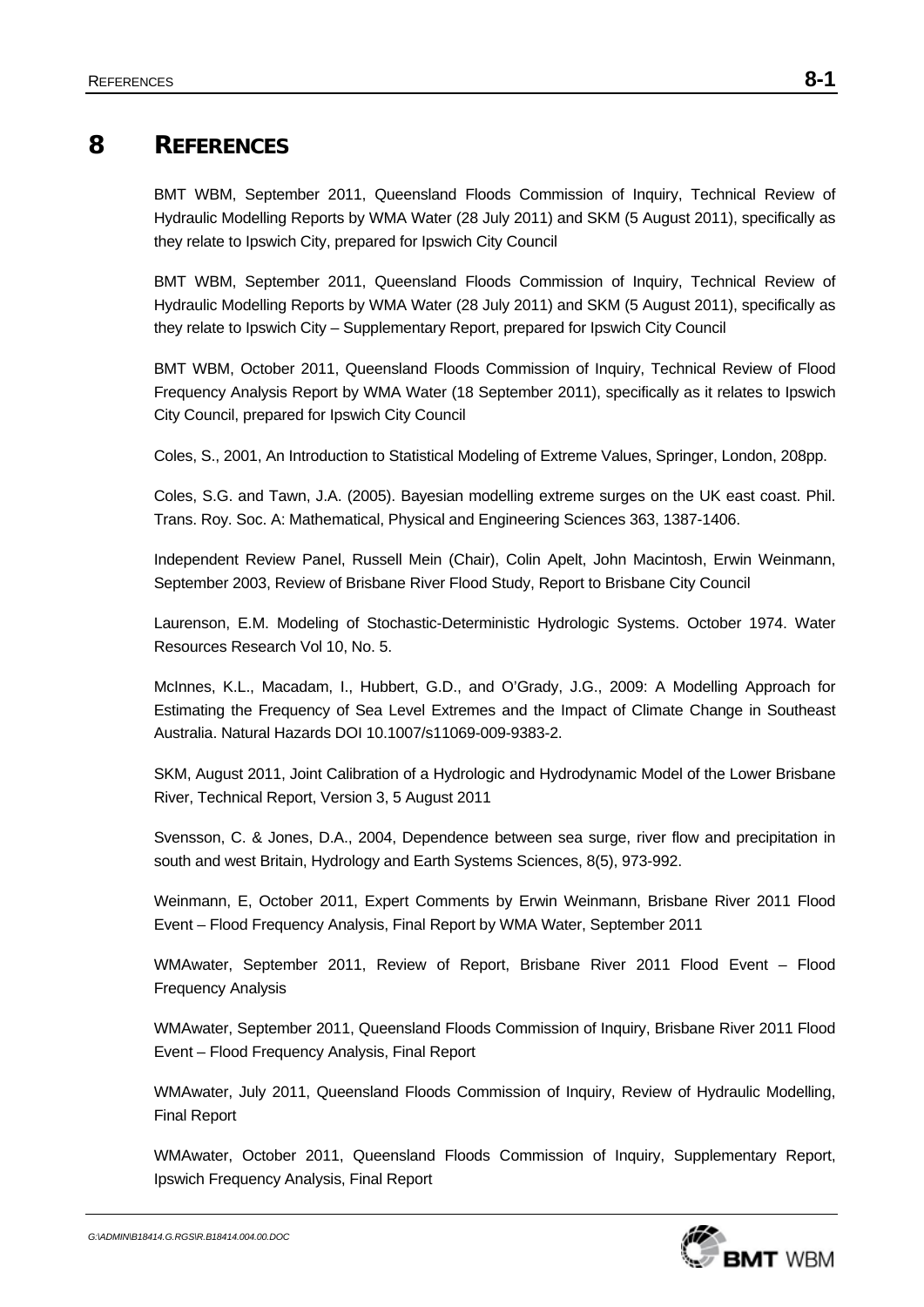# 8 REFERENCES

BMT WBM, September 2011, Queensland Floods Commission of Inquiry, Technical Review of Hydraulic Modelling Reports by WMA Water (28 July 2011) and SKM (5 August 2011), specifically as they relate to Ipswich City, prepared for Ipswich City Council

BMT WBM, September 2011, Queensland Floods Commission of Inquiry, Technical Review of Hydraulic Modelling Reports by WMA Water (28 July 2011) and SKM (5 August 2011), specifically as they relate to Ipswich City – Supplementary Report, prepared for Ipswich City Council

BMT WBM, October 2011, Queensland Floods Commission of Inquiry, Technical Review of Flood Frequency Analysis Report by WMA Water (18 September 2011), specifically as it relates to Ipswich City Council, prepared for Ipswich City Council

Coles, S., 2001, An Introduction to Statistical Modeling of Extreme Values, Springer, London, 208pp.

Coles, S.G. and Tawn, J.A. (2005). Bayesian modelling extreme surges on the UK east coast. Phil. Trans. Roy. Soc. A: Mathematical, Physical and Engineering Sciences 363, 1387-1406.

Independent Review Panel, Russell Mein (Chair), Colin Apelt, John Macintosh, Erwin Weinmann, September 2003, Review of Brisbane River Flood Study, Report to Brisbane City Council

Laurenson, E.M. Modeling of Stochastic-Deterministic Hydrologic Systems. October 1974. Water Resources Research Vol 10, No. 5.

McInnes, K.L., Macadam, I., Hubbert, G.D., and O'Grady, J.G., 2009: A Modelling Approach for Estimating the Frequency of Sea Level Extremes and the Impact of Climate Change in Southeast Australia. Natural Hazards DOI 10.1007/s11069-009-9383-2.

SKM, August 2011, Joint Calibration of a Hydrologic and Hydrodynamic Model of the Lower Brisbane River, Technical Report, Version 3, 5 August 2011

Svensson, C. & Jones, D.A., 2004, Dependence between sea surge, river flow and precipitation in south and west Britain, Hydrology and Earth Systems Sciences, 8(5), 973-992.

Weinmann, E, October 2011, Expert Comments by Erwin Weinmann, Brisbane River 2011 Flood Event – Flood Frequency Analysis, Final Report by WMA Water, September 2011

WMAwater, September 2011, Review of Report, Brisbane River 2011 Flood Event – Flood Frequency Analysis

WMAwater, September 2011, Queensland Floods Commission of Inquiry, Brisbane River 2011 Flood Event – Flood Frequency Analysis, Final Report

WMAwater, July 2011, Queensland Floods Commission of Inquiry, Review of Hydraulic Modelling, Final Report

WMAwater, October 2011, Queensland Floods Commission of Inquiry, Supplementary Report, Ipswich Frequency Analysis, Final Report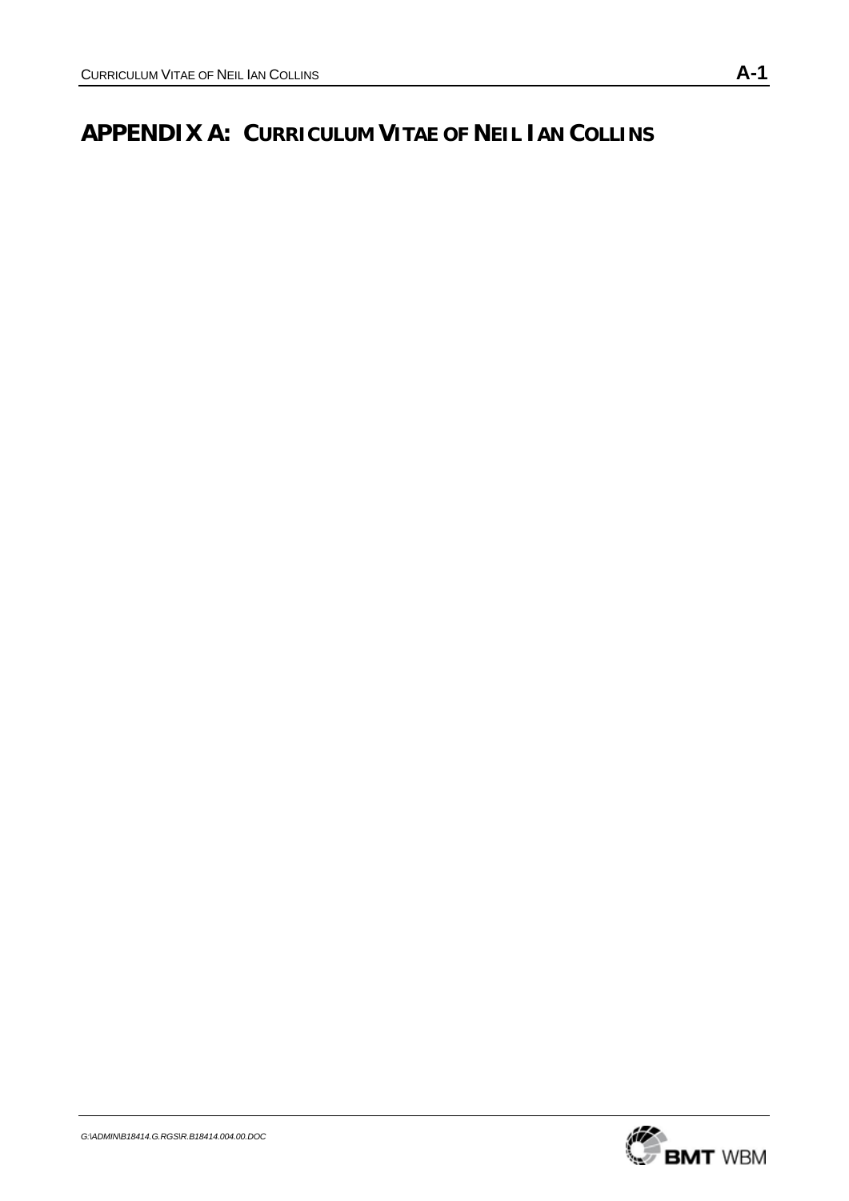# APPENDIX A: CURRICULUM VITAE OF NEIL IAN COLLINS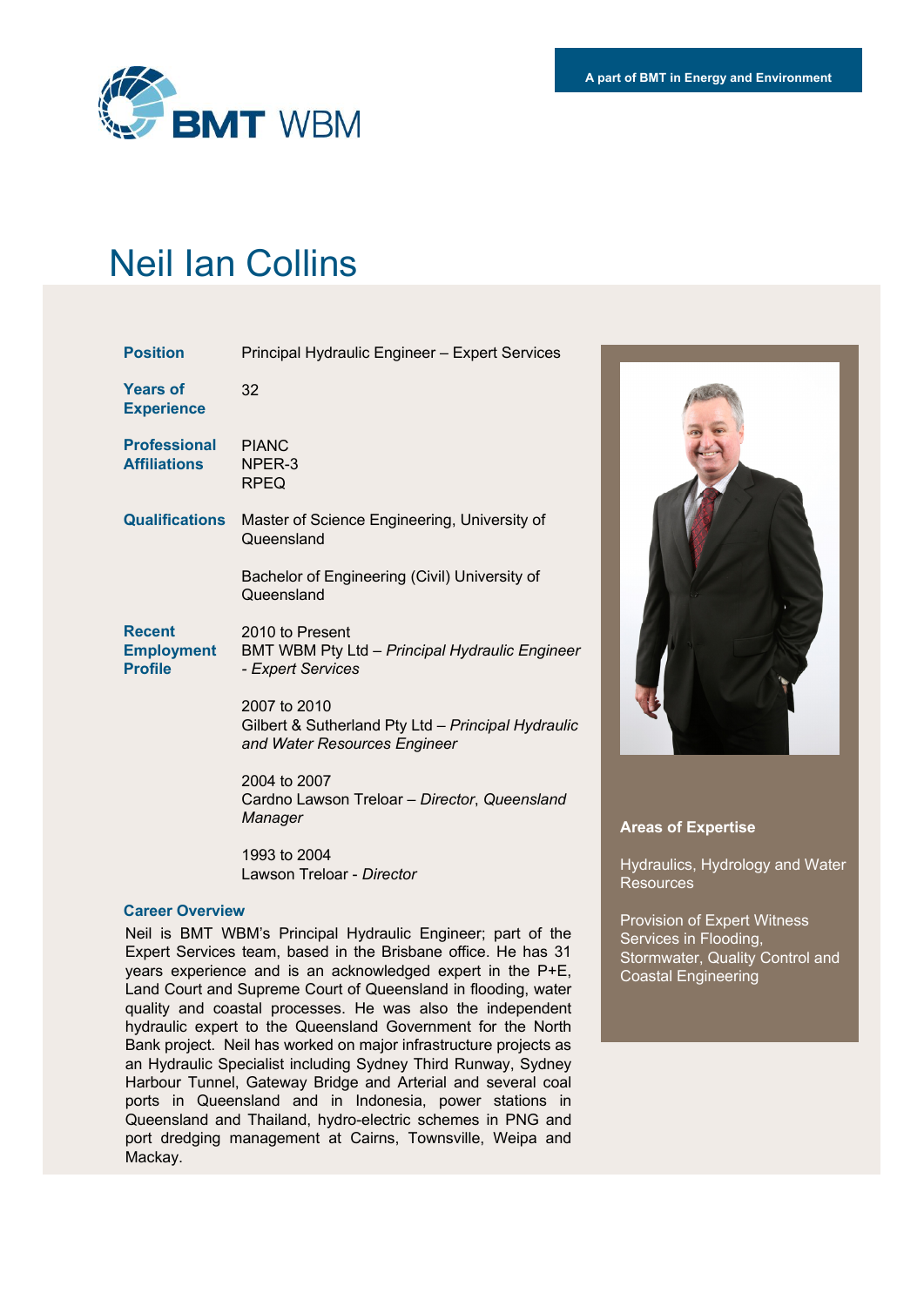A part of BMT in Energy and Environment

BMT WBM

# Neil Ian Collins

| | |
|---|---|
| **Position** | Principal Hydraulic Engineer – Expert Services |
| **Years of Experience** | 32 |
| **Professional Affiliations** | PIANC<br>NPER-3<br>RPEQ |
| **Qualifications** | Master of Science Engineering, University of Queensland<br><br>Bachelor of Engineering (Civil) University of Queensland |
| **Recent Employment Profile** | 2010 to Present<br>BMT WBM Pty Ltd – *Principal Hydraulic Engineer - Expert Services*<br><br>2007 to 2010<br>Gilbert & Sutherland Pty Ltd – *Principal Hydraulic and Water Resources Engineer*<br><br>2004 to 2007<br>Cardno Lawson Treloar – *Director*, *Queensland Manager*<br><br>1993 to 2004<br>Lawson Treloar - *Director* |

### Career Overview

Neil is BMT WBM's Principal Hydraulic Engineer; part of the Expert Services team, based in the Brisbane office. He has 31 years experience and is an acknowledged expert in the P+E, Land Court and Supreme Court of Queensland in flooding, water quality and coastal processes. He was also the independent hydraulic expert to the Queensland Government for the North Bank project. Neil has worked on major infrastructure projects as an Hydraulic Specialist including Sydney Third Runway, Sydney Harbour Tunnel, Gateway Bridge and Arterial and several coal ports in Queensland and in Indonesia, power stations in Queensland and Thailand, hydro-electric schemes in PNG and port dredging management at Cairns, Townsville, Weipa and Mackay.

### Areas of Expertise

Hydraulics, Hydrology and Water Resources

Provision of Expert Witness Services in Flooding, Stormwater, Quality Control and Coastal Engineering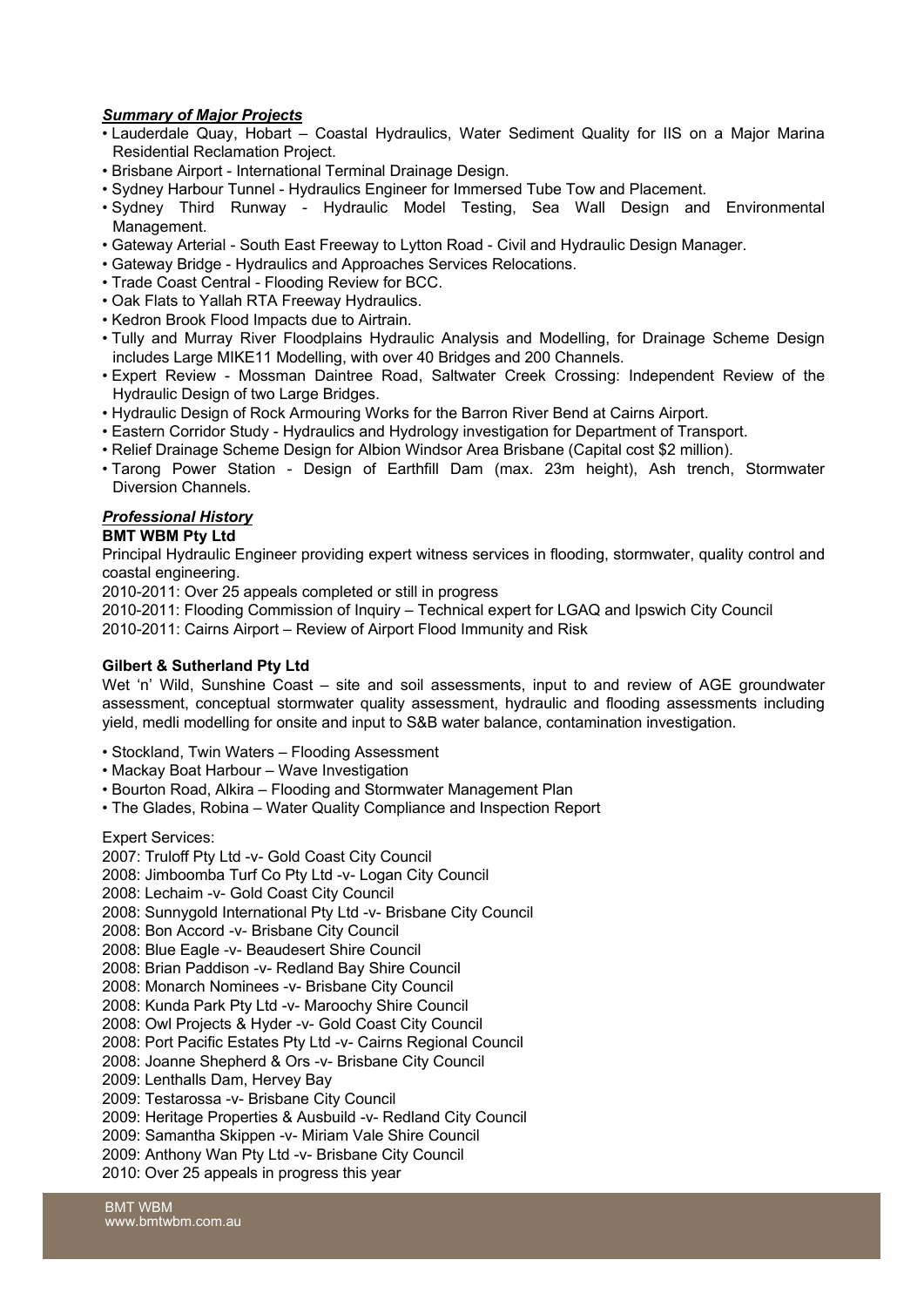***Summary of Major Projects***

- Lauderdale Quay, Hobart – Coastal Hydraulics, Water Sediment Quality for IIS on a Major Marina Residential Reclamation Project.
- Brisbane Airport - International Terminal Drainage Design.
- Sydney Harbour Tunnel - Hydraulics Engineer for Immersed Tube Tow and Placement.
- Sydney Third Runway - Hydraulic Model Testing, Sea Wall Design and Environmental Management.
- Gateway Arterial - South East Freeway to Lytton Road - Civil and Hydraulic Design Manager.
- Gateway Bridge - Hydraulics and Approaches Services Relocations.
- Trade Coast Central - Flooding Review for BCC.
- Oak Flats to Yallah RTA Freeway Hydraulics.
- Kedron Brook Flood Impacts due to Airtrain.
- Tully and Murray River Floodplains Hydraulic Analysis and Modelling, for Drainage Scheme Design includes Large MIKE11 Modelling, with over 40 Bridges and 200 Channels.
- Expert Review - Mossman Daintree Road, Saltwater Creek Crossing: Independent Review of the Hydraulic Design of two Large Bridges.
- Hydraulic Design of Rock Armouring Works for the Barron River Bend at Cairns Airport.
- Eastern Corridor Study - Hydraulics and Hydrology investigation for Department of Transport.
- Relief Drainage Scheme Design for Albion Windsor Area Brisbane (Capital cost $2 million).
- Tarong Power Station - Design of Earthfill Dam (max. 23m height), Ash trench, Stormwater Diversion Channels.

***Professional History***

**BMT WBM Pty Ltd**

Principal Hydraulic Engineer providing expert witness services in flooding, stormwater, quality control and coastal engineering.

2010-2011: Over 25 appeals completed or still in progress
2010-2011: Flooding Commission of Inquiry – Technical expert for LGAQ and Ipswich City Council
2010-2011: Cairns Airport – Review of Airport Flood Immunity and Risk

**Gilbert & Sutherland Pty Ltd**

Wet 'n' Wild, Sunshine Coast – site and soil assessments, input to and review of AGE groundwater assessment, conceptual stormwater quality assessment, hydraulic and flooding assessments including yield, medli modelling for onsite and input to S&B water balance, contamination investigation.

- Stockland, Twin Waters – Flooding Assessment
- Mackay Boat Harbour – Wave Investigation
- Bourton Road, Alkira – Flooding and Stormwater Management Plan
- The Glades, Robina – Water Quality Compliance and Inspection Report

Expert Services:

2007: Truloff Pty Ltd -v- Gold Coast City Council
2008: Jimboomba Turf Co Pty Ltd -v- Logan City Council
2008: Lechaim -v- Gold Coast City Council
2008: Sunnygold International Pty Ltd -v- Brisbane City Council
2008: Bon Accord -v- Brisbane City Council
2008: Blue Eagle -v- Beaudesert Shire Council
2008: Brian Paddison -v- Redland Bay Shire Council
2008: Monarch Nominees -v- Brisbane City Council
2008: Kunda Park Pty Ltd -v- Maroochy Shire Council
2008: Owl Projects & Hyder -v- Gold Coast City Council
2008: Port Pacific Estates Pty Ltd -v- Cairns Regional Council
2008: Joanne Shepherd & Ors -v- Brisbane City Council
2009: Lenthalls Dam, Hervey Bay
2009: Testarossa -v- Brisbane City Council
2009: Heritage Properties & Ausbuild -v- Redland City Council
2009: Samantha Skippen -v- Miriam Vale Shire Council
2009: Anthony Wan Pty Ltd -v- Brisbane City Council
2010: Over 25 appeals in progress this year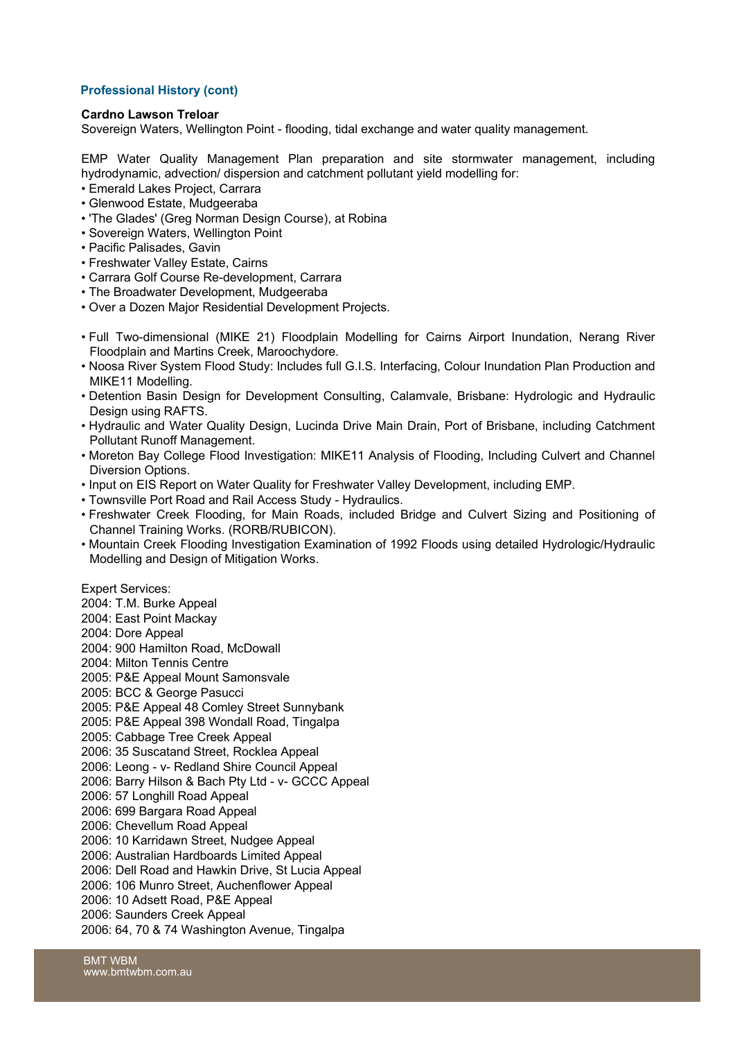### Professional History (cont)

**Cardno Lawson Treloar**
Sovereign Waters, Wellington Point - flooding, tidal exchange and water quality management.

EMP Water Quality Management Plan preparation and site stormwater management, including hydrodynamic, advection/ dispersion and catchment pollutant yield modelling for:

- Emerald Lakes Project, Carrara
- Glenwood Estate, Mudgeeraba
- 'The Glades' (Greg Norman Design Course), at Robina
- Sovereign Waters, Wellington Point
- Pacific Palisades, Gavin
- Freshwater Valley Estate, Cairns
- Carrara Golf Course Re-development, Carrara
- The Broadwater Development, Mudgeeraba
- Over a Dozen Major Residential Development Projects.

- Full Two-dimensional (MIKE 21) Floodplain Modelling for Cairns Airport Inundation, Nerang River Floodplain and Martins Creek, Maroochydore.
- Noosa River System Flood Study: Includes full G.I.S. Interfacing, Colour Inundation Plan Production and MIKE11 Modelling.
- Detention Basin Design for Development Consulting, Calamvale, Brisbane: Hydrologic and Hydraulic Design using RAFTS.
- Hydraulic and Water Quality Design, Lucinda Drive Main Drain, Port of Brisbane, including Catchment Pollutant Runoff Management.
- Moreton Bay College Flood Investigation: MIKE11 Analysis of Flooding, Including Culvert and Channel Diversion Options.
- Input on EIS Report on Water Quality for Freshwater Valley Development, including EMP.
- Townsville Port Road and Rail Access Study - Hydraulics.
- Freshwater Creek Flooding, for Main Roads, included Bridge and Culvert Sizing and Positioning of Channel Training Works. (RORB/RUBICON).
- Mountain Creek Flooding Investigation Examination of 1992 Floods using detailed Hydrologic/Hydraulic Modelling and Design of Mitigation Works.

Expert Services:
2004: T.M. Burke Appeal
2004: East Point Mackay
2004: Dore Appeal
2004: 900 Hamilton Road, McDowall
2004: Milton Tennis Centre
2005: P&E Appeal Mount Samonsvale
2005: BCC & George Pasucci
2005: P&E Appeal 48 Comley Street Sunnybank
2005: P&E Appeal 398 Wondall Road, Tingalpa
2005: Cabbage Tree Creek Appeal
2006: 35 Suscatand Street, Rocklea Appeal
2006: Leong - v- Redland Shire Council Appeal
2006: Barry Hilson & Bach Pty Ltd - v- GCCC Appeal
2006: 57 Longhill Road Appeal
2006: 699 Bargara Road Appeal
2006: Chevellum Road Appeal
2006: 10 Karridawn Street, Nudgee Appeal
2006: Australian Hardboards Limited Appeal
2006: Dell Road and Hawkin Drive, St Lucia Appeal
2006: 106 Munro Street, Auchenflower Appeal
2006: 10 Adsett Road, P&E Appeal
2006: Saunders Creek Appeal
2006: 64, 70 & 74 Washington Avenue, Tingalpa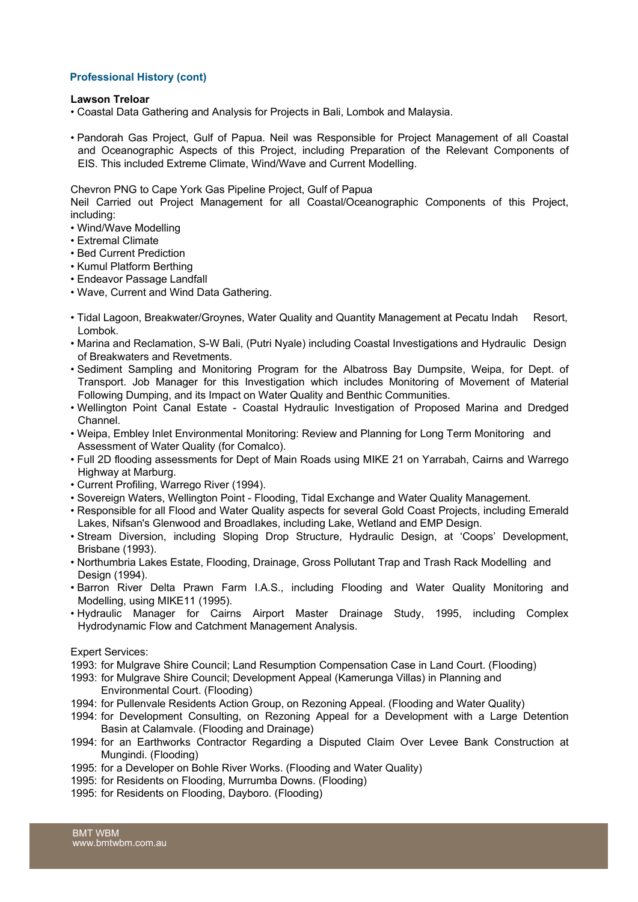### Professional History (cont)

**Lawson Treloar**

- Coastal Data Gathering and Analysis for Projects in Bali, Lombok and Malaysia.

- Pandorah Gas Project, Gulf of Papua. Neil was Responsible for Project Management of all Coastal and Oceanographic Aspects of this Project, including Preparation of the Relevant Components of EIS. This included Extreme Climate, Wind/Wave and Current Modelling.

Chevron PNG to Cape York Gas Pipeline Project, Gulf of Papua

Neil Carried out Project Management for all Coastal/Oceanographic Components of this Project, including:

- Wind/Wave Modelling
- Extremal Climate
- Bed Current Prediction
- Kumul Platform Berthing
- Endeavor Passage Landfall
- Wave, Current and Wind Data Gathering.

- Tidal Lagoon, Breakwater/Groynes, Water Quality and Quantity Management at Pecatu Indah Resort, Lombok.
- Marina and Reclamation, S-W Bali, (Putri Nyale) including Coastal Investigations and Hydraulic Design of Breakwaters and Revetments.
- Sediment Sampling and Monitoring Program for the Albatross Bay Dumpsite, Weipa, for Dept. of Transport. Job Manager for this Investigation which includes Monitoring of Movement of Material Following Dumping, and its Impact on Water Quality and Benthic Communities.
- Wellington Point Canal Estate - Coastal Hydraulic Investigation of Proposed Marina and Dredged Channel.
- Weipa, Embley Inlet Environmental Monitoring: Review and Planning for Long Term Monitoring and Assessment of Water Quality (for Comalco).
- Full 2D flooding assessments for Dept of Main Roads using MIKE 21 on Yarrabah, Cairns and Warrego Highway at Marburg.
- Current Profiling, Warrego River (1994).
- Sovereign Waters, Wellington Point - Flooding, Tidal Exchange and Water Quality Management.
- Responsible for all Flood and Water Quality aspects for several Gold Coast Projects, including Emerald Lakes, Nifsan's Glenwood and Broadlakes, including Lake, Wetland and EMP Design.
- Stream Diversion, including Sloping Drop Structure, Hydraulic Design, at 'Coops' Development, Brisbane (1993).
- Northumbria Lakes Estate, Flooding, Drainage, Gross Pollutant Trap and Trash Rack Modelling and Design (1994).
- Barron River Delta Prawn Farm I.A.S., including Flooding and Water Quality Monitoring and Modelling, using MIKE11 (1995).
- Hydraulic Manager for Cairns Airport Master Drainage Study, 1995, including Complex Hydrodynamic Flow and Catchment Management Analysis.

Expert Services:

1993: for Mulgrave Shire Council; Land Resumption Compensation Case in Land Court. (Flooding)
1993: for Mulgrave Shire Council; Development Appeal (Kamerunga Villas) in Planning and Environmental Court. (Flooding)
1994: for Pullenvale Residents Action Group, on Rezoning Appeal. (Flooding and Water Quality)
1994: for Development Consulting, on Rezoning Appeal for a Development with a Large Detention Basin at Calamvale. (Flooding and Drainage)
1994: for an Earthworks Contractor Regarding a Disputed Claim Over Levee Bank Construction at Mungindi. (Flooding)
1995: for a Developer on Bohle River Works. (Flooding and Water Quality)
1995: for Residents on Flooding, Murrumba Downs. (Flooding)
1995: for Residents on Flooding, Dayboro. (Flooding)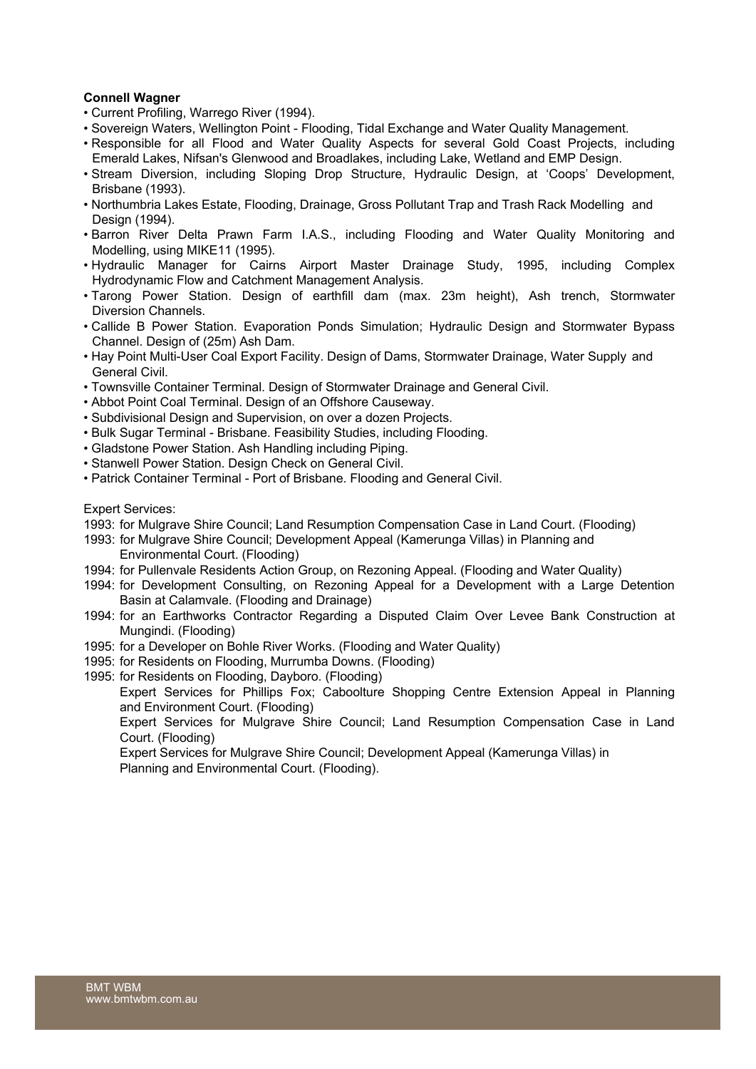**Connell Wagner**

- Current Profiling, Warrego River (1994).
- Sovereign Waters, Wellington Point - Flooding, Tidal Exchange and Water Quality Management.
- Responsible for all Flood and Water Quality Aspects for several Gold Coast Projects, including Emerald Lakes, Nifsan's Glenwood and Broadlakes, including Lake, Wetland and EMP Design.
- Stream Diversion, including Sloping Drop Structure, Hydraulic Design, at 'Coops' Development, Brisbane (1993).
- Northumbria Lakes Estate, Flooding, Drainage, Gross Pollutant Trap and Trash Rack Modelling and Design (1994).
- Barron River Delta Prawn Farm I.A.S., including Flooding and Water Quality Monitoring and Modelling, using MIKE11 (1995).
- Hydraulic Manager for Cairns Airport Master Drainage Study, 1995, including Complex Hydrodynamic Flow and Catchment Management Analysis.
- Tarong Power Station. Design of earthfill dam (max. 23m height), Ash trench, Stormwater Diversion Channels.
- Callide B Power Station. Evaporation Ponds Simulation; Hydraulic Design and Stormwater Bypass Channel. Design of (25m) Ash Dam.
- Hay Point Multi-User Coal Export Facility. Design of Dams, Stormwater Drainage, Water Supply and General Civil.
- Townsville Container Terminal. Design of Stormwater Drainage and General Civil.
- Abbot Point Coal Terminal. Design of an Offshore Causeway.
- Subdivisional Design and Supervision, on over a dozen Projects.
- Bulk Sugar Terminal - Brisbane. Feasibility Studies, including Flooding.
- Gladstone Power Station. Ash Handling including Piping.
- Stanwell Power Station. Design Check on General Civil.
- Patrick Container Terminal - Port of Brisbane. Flooding and General Civil.

Expert Services:

1993: for Mulgrave Shire Council; Land Resumption Compensation Case in Land Court. (Flooding)

1993: for Mulgrave Shire Council; Development Appeal (Kamerunga Villas) in Planning and Environmental Court. (Flooding)

1994: for Pullenvale Residents Action Group, on Rezoning Appeal. (Flooding and Water Quality)

1994: for Development Consulting, on Rezoning Appeal for a Development with a Large Detention Basin at Calamvale. (Flooding and Drainage)

1994: for an Earthworks Contractor Regarding a Disputed Claim Over Levee Bank Construction at Mungindi. (Flooding)

1995: for a Developer on Bohle River Works. (Flooding and Water Quality)

1995: for Residents on Flooding, Murrumba Downs. (Flooding)

1995: for Residents on Flooding, Dayboro. (Flooding)

Expert Services for Phillips Fox; Caboolture Shopping Centre Extension Appeal in Planning and Environment Court. (Flooding)

Expert Services for Mulgrave Shire Council; Land Resumption Compensation Case in Land Court. (Flooding)

Expert Services for Mulgrave Shire Council; Development Appeal (Kamerunga Villas) in Planning and Environmental Court. (Flooding).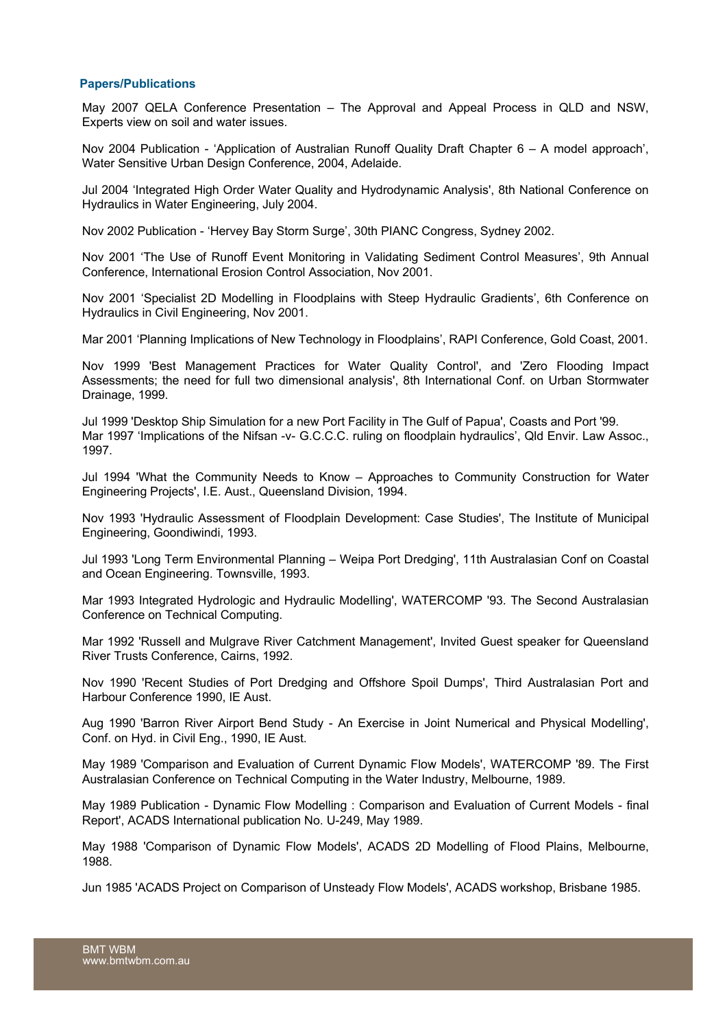## Papers/Publications

May 2007 QELA Conference Presentation – The Approval and Appeal Process in QLD and NSW, Experts view on soil and water issues.

Nov 2004 Publication - 'Application of Australian Runoff Quality Draft Chapter 6 – A model approach', Water Sensitive Urban Design Conference, 2004, Adelaide.

Jul 2004 'Integrated High Order Water Quality and Hydrodynamic Analysis', 8th National Conference on Hydraulics in Water Engineering, July 2004.

Nov 2002 Publication - 'Hervey Bay Storm Surge', 30th PIANC Congress, Sydney 2002.

Nov 2001 'The Use of Runoff Event Monitoring in Validating Sediment Control Measures', 9th Annual Conference, International Erosion Control Association, Nov 2001.

Nov 2001 'Specialist 2D Modelling in Floodplains with Steep Hydraulic Gradients', 6th Conference on Hydraulics in Civil Engineering, Nov 2001.

Mar 2001 'Planning Implications of New Technology in Floodplains', RAPI Conference, Gold Coast, 2001.

Nov 1999 'Best Management Practices for Water Quality Control', and 'Zero Flooding Impact Assessments; the need for full two dimensional analysis', 8th International Conf. on Urban Stormwater Drainage, 1999.

Jul 1999 'Desktop Ship Simulation for a new Port Facility in The Gulf of Papua', Coasts and Port '99.
Mar 1997 'Implications of the Nifsan -v- G.C.C.C. ruling on floodplain hydraulics', Qld Envir. Law Assoc., 1997.

Jul 1994 'What the Community Needs to Know – Approaches to Community Construction for Water Engineering Projects', I.E. Aust., Queensland Division, 1994.

Nov 1993 'Hydraulic Assessment of Floodplain Development: Case Studies', The Institute of Municipal Engineering, Goondiwindi, 1993.

Jul 1993 'Long Term Environmental Planning – Weipa Port Dredging', 11th Australasian Conf on Coastal and Ocean Engineering. Townsville, 1993.

Mar 1993 Integrated Hydrologic and Hydraulic Modelling', WATERCOMP '93. The Second Australasian Conference on Technical Computing.

Mar 1992 'Russell and Mulgrave River Catchment Management', Invited Guest speaker for Queensland River Trusts Conference, Cairns, 1992.

Nov 1990 'Recent Studies of Port Dredging and Offshore Spoil Dumps', Third Australasian Port and Harbour Conference 1990, IE Aust.

Aug 1990 'Barron River Airport Bend Study - An Exercise in Joint Numerical and Physical Modelling', Conf. on Hyd. in Civil Eng., 1990, IE Aust.

May 1989 'Comparison and Evaluation of Current Dynamic Flow Models', WATERCOMP '89. The First Australasian Conference on Technical Computing in the Water Industry, Melbourne, 1989.

May 1989 Publication - Dynamic Flow Modelling : Comparison and Evaluation of Current Models - final Report', ACADS International publication No. U-249, May 1989.

May 1988 'Comparison of Dynamic Flow Models', ACADS 2D Modelling of Flood Plains, Melbourne, 1988.

Jun 1985 'ACADS Project on Comparison of Unsteady Flow Models', ACADS workshop, Brisbane 1985.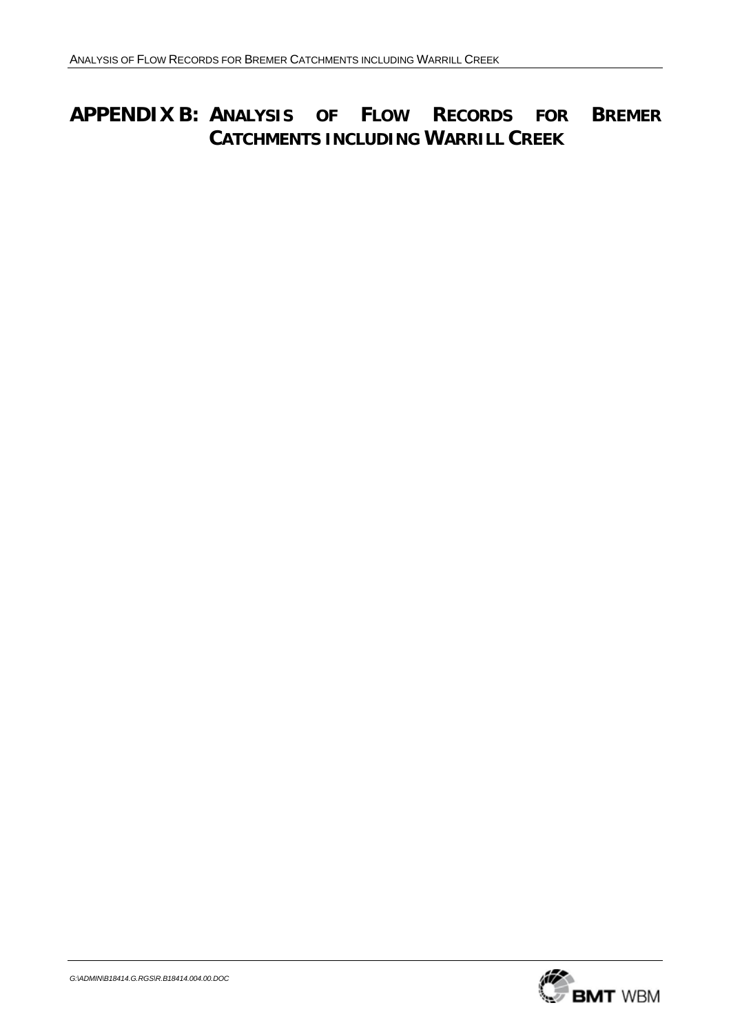# APPENDIX B: ANALYSIS OF FLOW RECORDS FOR BREMER CATCHMENTS INCLUDING WARRILL CREEK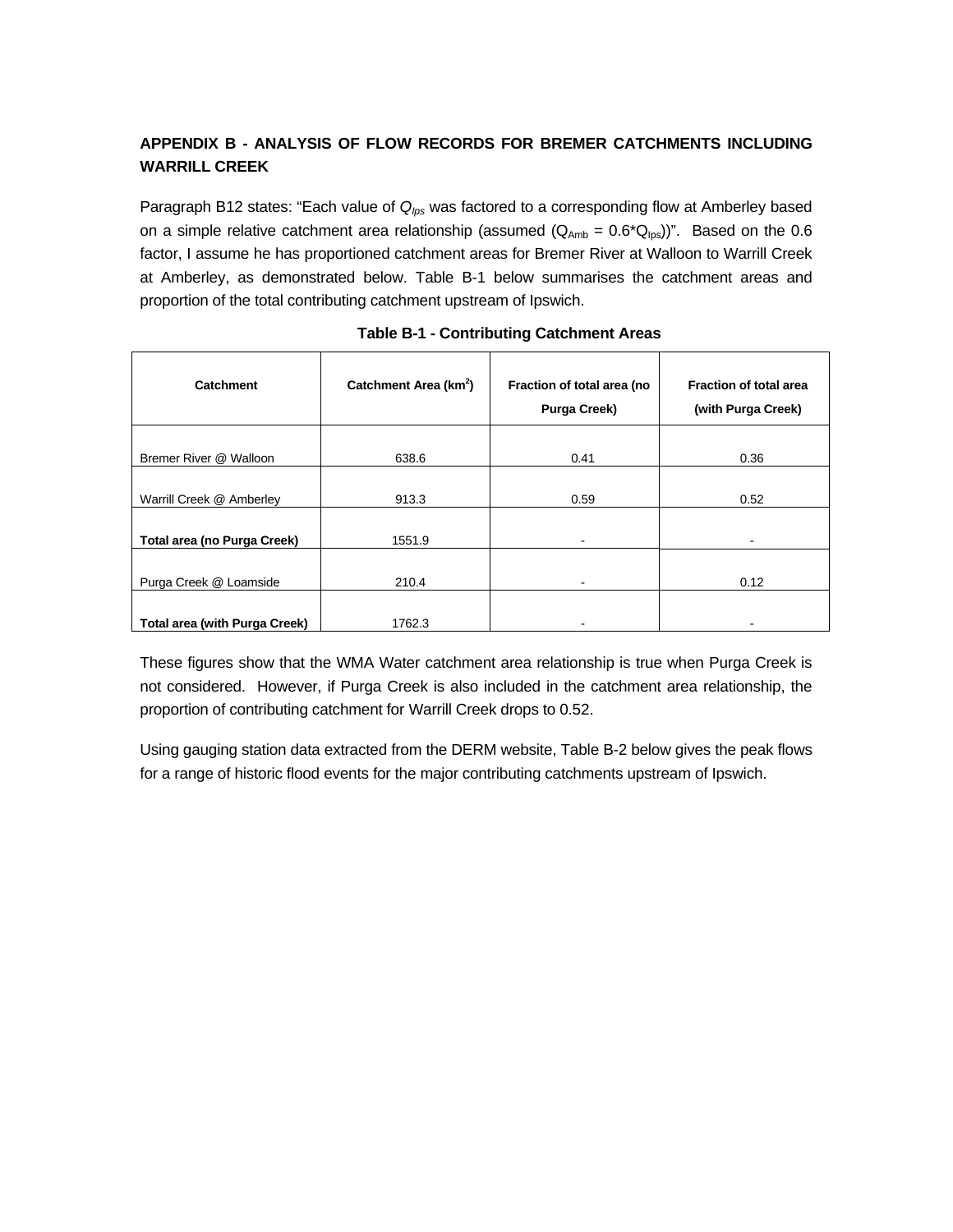## APPENDIX B - ANALYSIS OF FLOW RECORDS FOR BREMER CATCHMENTS INCLUDING WARRILL CREEK

Paragraph B12 states: "Each value of $Q_{Ips}$ was factored to a corresponding flow at Amberley based on a simple relative catchment area relationship (assumed ($Q_{Amb} = 0.6*Q_{Ips}$))". Based on the 0.6 factor, I assume he has proportioned catchment areas for Bremer River at Walloon to Warrill Creek at Amberley, as demonstrated below. Table B-1 below summarises the catchment areas and proportion of the total contributing catchment upstream of Ipswich.

**Table B-1 - Contributing Catchment Areas**

| Catchment | Catchment Area ($km^2$) | Fraction of total area (no Purga Creek) | Fraction of total area (with Purga Creek) |
|---|---|---|---|
| Bremer River @ Walloon | 638.6 | 0.41 | 0.36 |
| Warrill Creek @ Amberley | 913.3 | 0.59 | 0.52 |
| **Total area (no Purga Creek)** | 1551.9 | - | - |
| Purga Creek @ Loamside | 210.4 | - | 0.12 |
| **Total area (with Purga Creek)** | 1762.3 | - | - |

These figures show that the WMA Water catchment area relationship is true when Purga Creek is not considered. However, if Purga Creek is also included in the catchment area relationship, the proportion of contributing catchment for Warrill Creek drops to 0.52.

Using gauging station data extracted from the DERM website, Table B-2 below gives the peak flows for a range of historic flood events for the major contributing catchments upstream of Ipswich.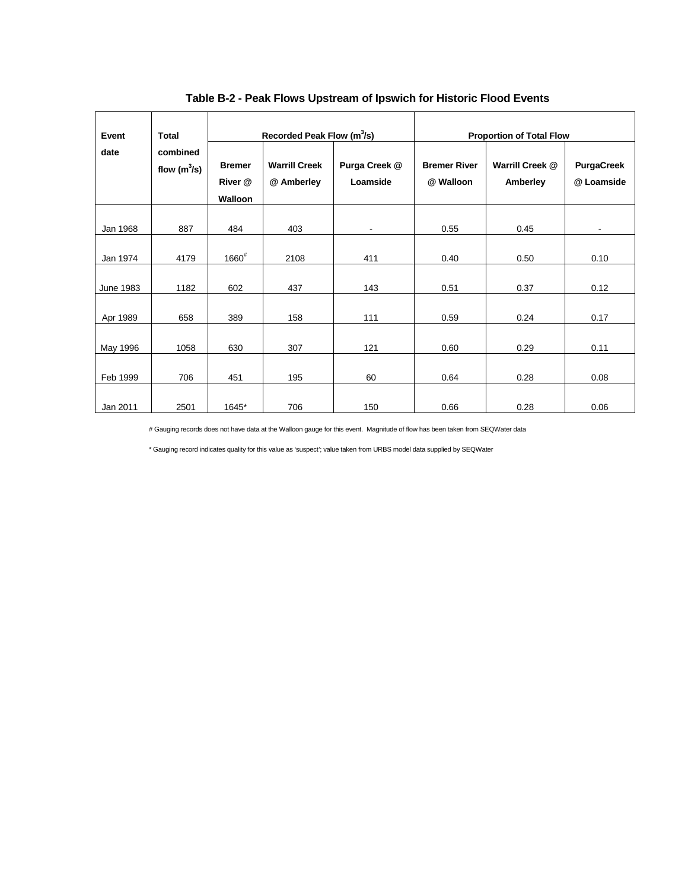**Table B-2 - Peak Flows Upstream of Ipswich for Historic Flood Events**

| Event date | Total combined flow ($m^3/s$) | Recorded Peak Flow ($m^3/s$) | | | Proportion of Total Flow | | |
|---|---|---|---|---|---|---|---|
| | | Bremer River @ Walloon | Warrill Creek @ Amberley | Purga Creek @ Loamside | Bremer River @ Walloon | Warrill Creek @ Amberley | PurgaCreek @ Loamside |
| Jan 1968 | 887 | 484 | 403 | - | 0.55 | 0.45 | - |
| Jan 1974 | 4179 | 1660# | 2108 | 411 | 0.40 | 0.50 | 0.10 |
| June 1983 | 1182 | 602 | 437 | 143 | 0.51 | 0.37 | 0.12 |
| Apr 1989 | 658 | 389 | 158 | 111 | 0.59 | 0.24 | 0.17 |
| May 1996 | 1058 | 630 | 307 | 121 | 0.60 | 0.29 | 0.11 |
| Feb 1999 | 706 | 451 | 195 | 60 | 0.64 | 0.28 | 0.08 |
| Jan 2011 | 2501 | 1645* | 706 | 150 | 0.66 | 0.28 | 0.06 |

# Gauging records does not have data at the Walloon gauge for this event. Magnitude of flow has been taken from SEQWater data

* Gauging record indicates quality for this value as 'suspect'; value taken from URBS model data supplied by SEQWater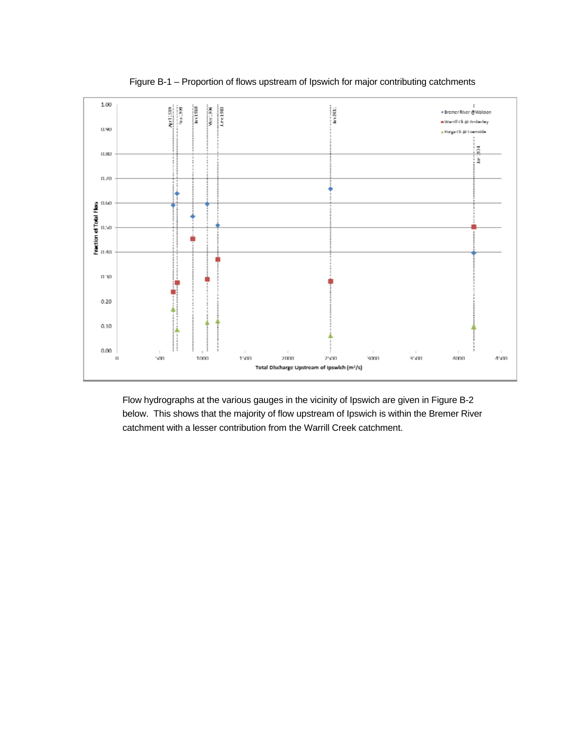Figure B-1 – Proportion of flows upstream of Ipswich for major contributing catchments

Flow hydrographs at the various gauges in the vicinity of Ipswich are given in Figure B-2 below. This shows that the majority of flow upstream of Ipswich is within the Bremer River catchment with a lesser contribution from the Warrill Creek catchment.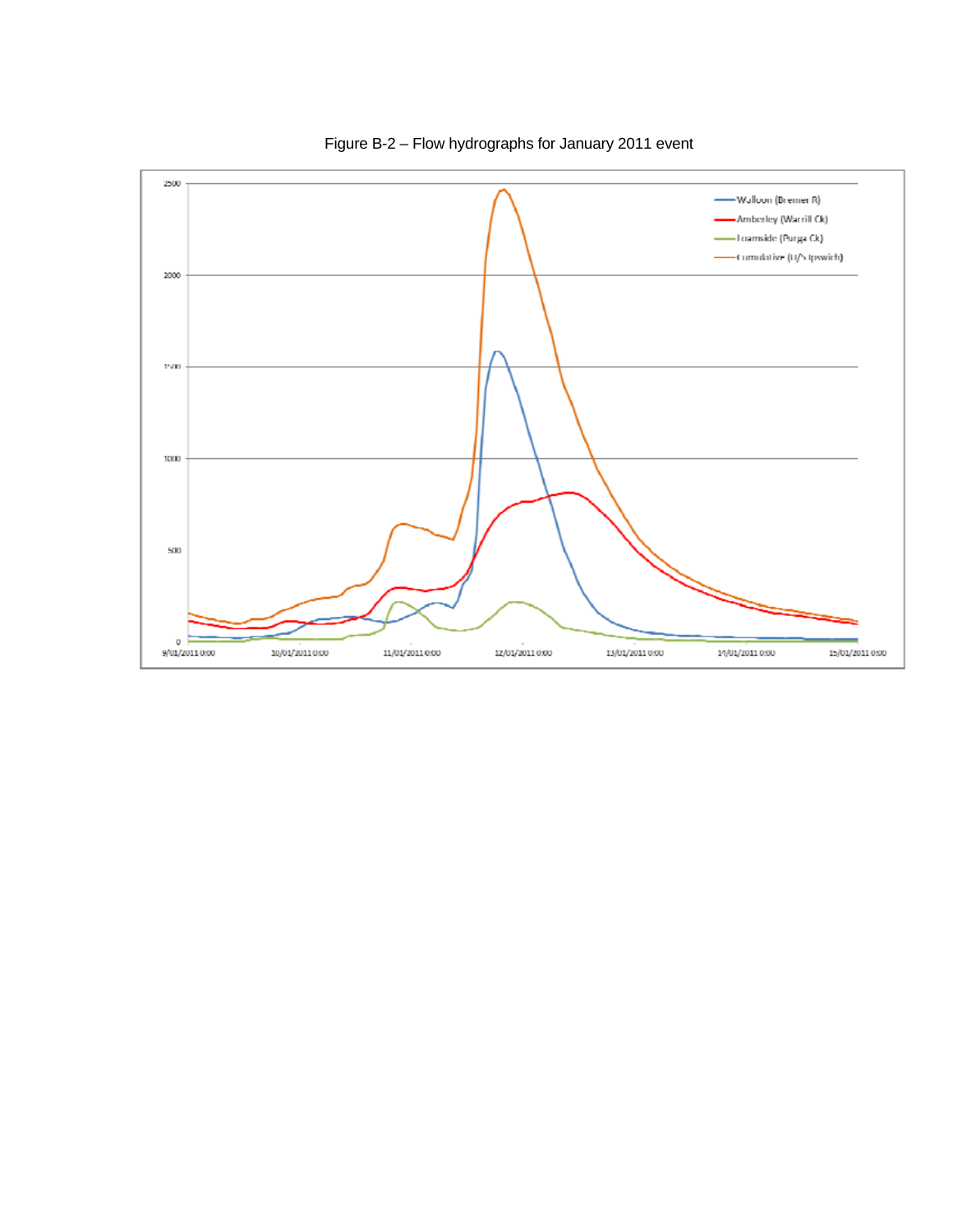Figure B-2 – Flow hydrographs for January 2011 event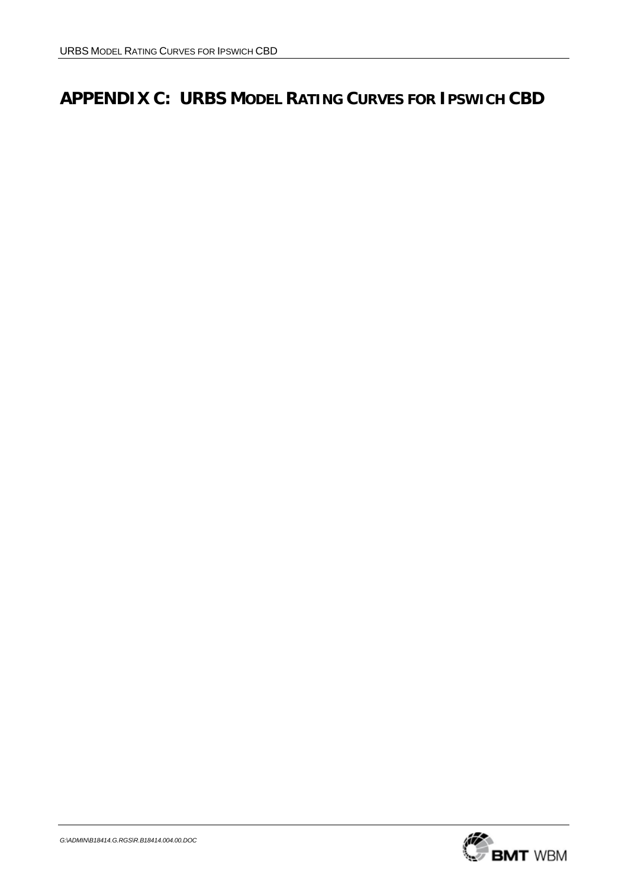# APPENDIX C: URBS MODEL RATING CURVES FOR IPSWICH CBD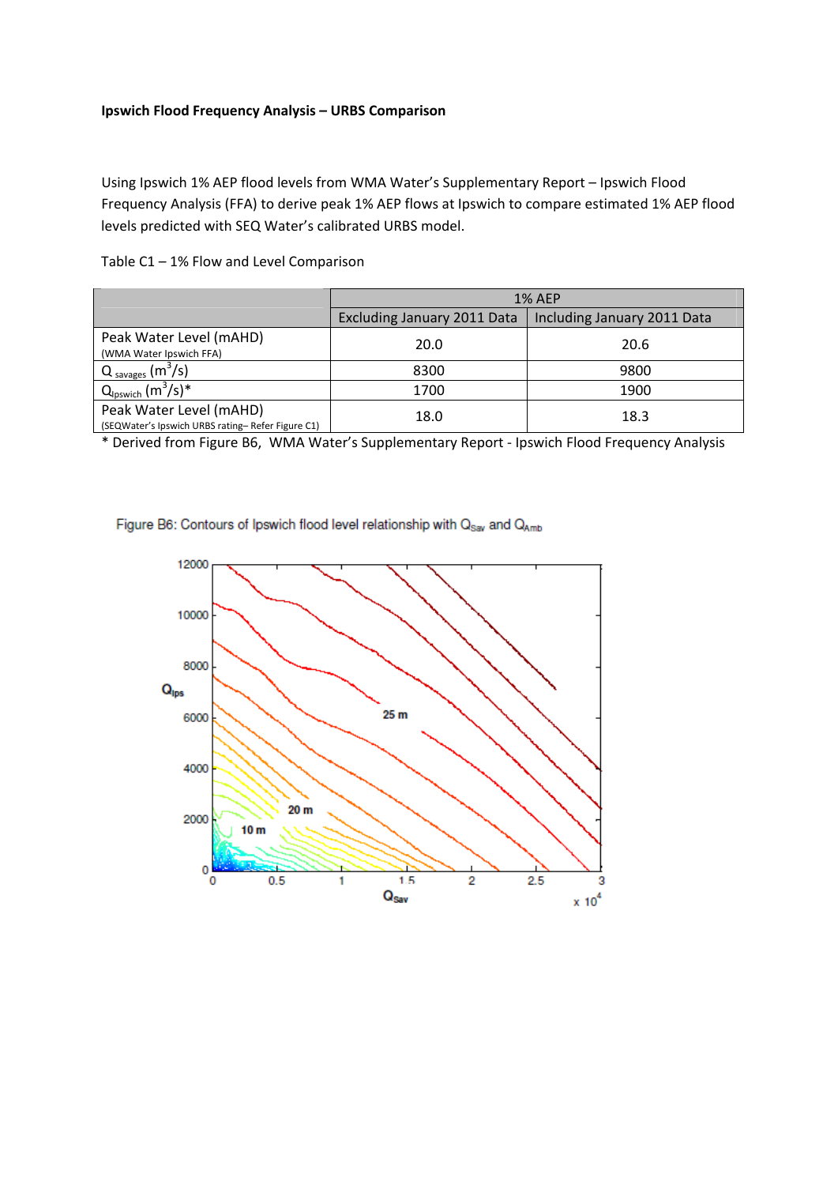**Ipswich Flood Frequency Analysis – URBS Comparison**

Using Ipswich 1% AEP flood levels from WMA Water's Supplementary Report – Ipswich Flood Frequency Analysis (FFA) to derive peak 1% AEP flows at Ipswich to compare estimated 1% AEP flood levels predicted with SEQ Water's calibrated URBS model.

Table C1 – 1% Flow and Level Comparison

| | 1% AEP | |
|---|---|---|
| | Excluding January 2011 Data | Including January 2011 Data |
| Peak Water Level (mAHD) (WMA Water Ipswich FFA) | 20.0 | 20.6 |
| $Q_{savages}$ ($m^3/s$) | 8300 | 9800 |
| $Q_{Ipswich}$ ($m^3/s$)* | 1700 | 1900 |
| Peak Water Level (mAHD) (SEQWater's Ipswich URBS rating– Refer Figure C1) | 18.0 | 18.3 |

* Derived from Figure B6, WMA Water's Supplementary Report - Ipswich Flood Frequency Analysis

Figure B6: Contours of Ipswich flood level relationship with $Q_{Sav}$ and $Q_{Amb}$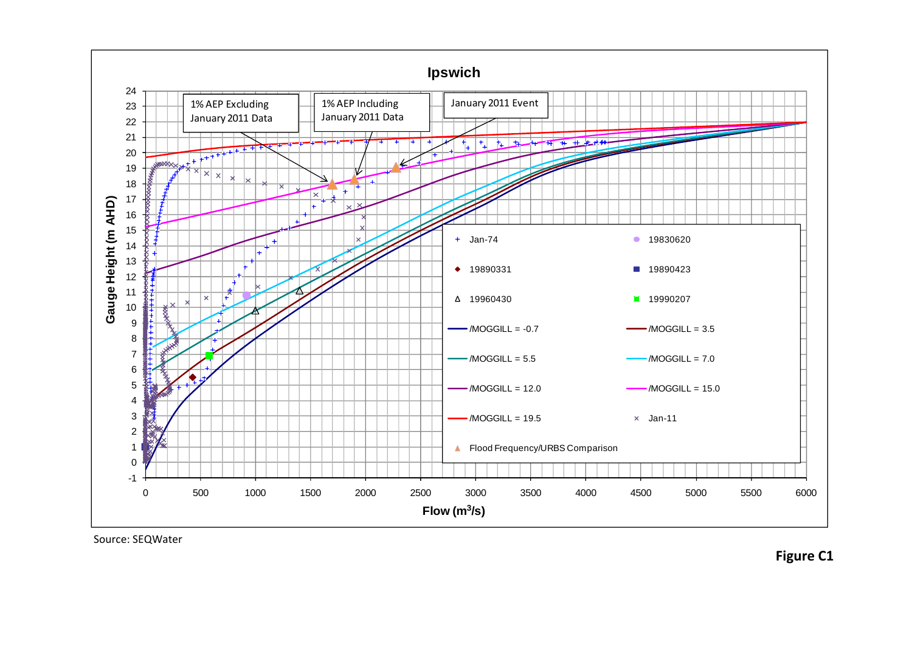**Ipswich**

1% AEP Excluding January 2011 Data

1% AEP Including January 2011 Data

January 2011 Event

Gauge Height (m AHD)

Flow ($m^3/s$)

Jan-74 | 19830620 | 19890331 | 19890423 | 19960430 | 19990207 | /MOGGILL = -0.7 | /MOGGILL = 3.5 | /MOGGILL = 5.5 | /MOGGILL = 7.0 | /MOGGILL = 12.0 | /MOGGILL = 15.0 | /MOGGILL = 19.5 | Jan-11 | Flood Frequency/URBS Comparison

Source: SEQWater

**Figure C1**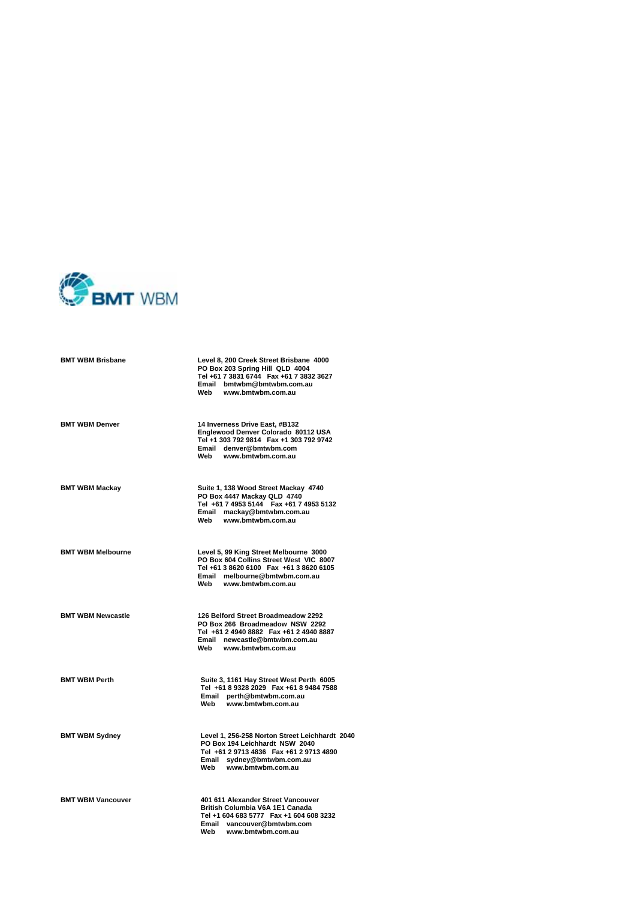BMT WBM

| | |
|---|---|
| **BMT WBM Brisbane** | **Level 8, 200 Creek Street Brisbane 4000**<br>**PO Box 203 Spring Hill QLD 4004**<br>**Tel +61 7 3831 6744 Fax +61 7 3832 3627**<br>**Email bmtwbm@bmtwbm.com.au**<br>**Web www.bmtwbm.com.au** |
| **BMT WBM Denver** | **14 Inverness Drive East, #B132**<br>**Englewood Denver Colorado 80112 USA**<br>**Tel +1 303 792 9814 Fax +1 303 792 9742**<br>**Email denver@bmtwbm.com**<br>**Web www.bmtwbm.com.au** |
| **BMT WBM Mackay** | **Suite 1, 138 Wood Street Mackay 4740**<br>**PO Box 4447 Mackay QLD 4740**<br>**Tel +61 7 4953 5144 Fax +61 7 4953 5132**<br>**Email mackay@bmtwbm.com.au**<br>**Web www.bmtwbm.com.au** |
| **BMT WBM Melbourne** | **Level 5, 99 King Street Melbourne 3000**<br>**PO Box 604 Collins Street West VIC 8007**<br>**Tel +61 3 8620 6100 Fax +61 3 8620 6105**<br>**Email melbourne@bmtwbm.com.au**<br>**Web www.bmtwbm.com.au** |
| **BMT WBM Newcastle** | **126 Belford Street Broadmeadow 2292**<br>**PO Box 266 Broadmeadow NSW 2292**<br>**Tel +61 2 4940 8882 Fax +61 2 4940 8887**<br>**Email newcastle@bmtwbm.com.au**<br>**Web www.bmtwbm.com.au** |
| **BMT WBM Perth** | **Suite 3, 1161 Hay Street West Perth 6005**<br>**Tel +61 8 9328 2029 Fax +61 8 9484 7588**<br>**Email perth@bmtwbm.com.au**<br>**Web www.bmtwbm.com.au** |
| **BMT WBM Sydney** | **Level 1, 256-258 Norton Street Leichhardt 2040**<br>**PO Box 194 Leichhardt NSW 2040**<br>**Tel +61 2 9713 4836 Fax +61 2 9713 4890**<br>**Email sydney@bmtwbm.com.au**<br>**Web www.bmtwbm.com.au** |
| **BMT WBM Vancouver** | **401 611 Alexander Street Vancouver**<br>**British Columbia V6A 1E1 Canada**<br>**Tel +1 604 683 5777 Fax +1 604 608 3232**<br>**Email vancouver@bmtwbm.com**<br>**Web www.bmtwbm.com.au** |